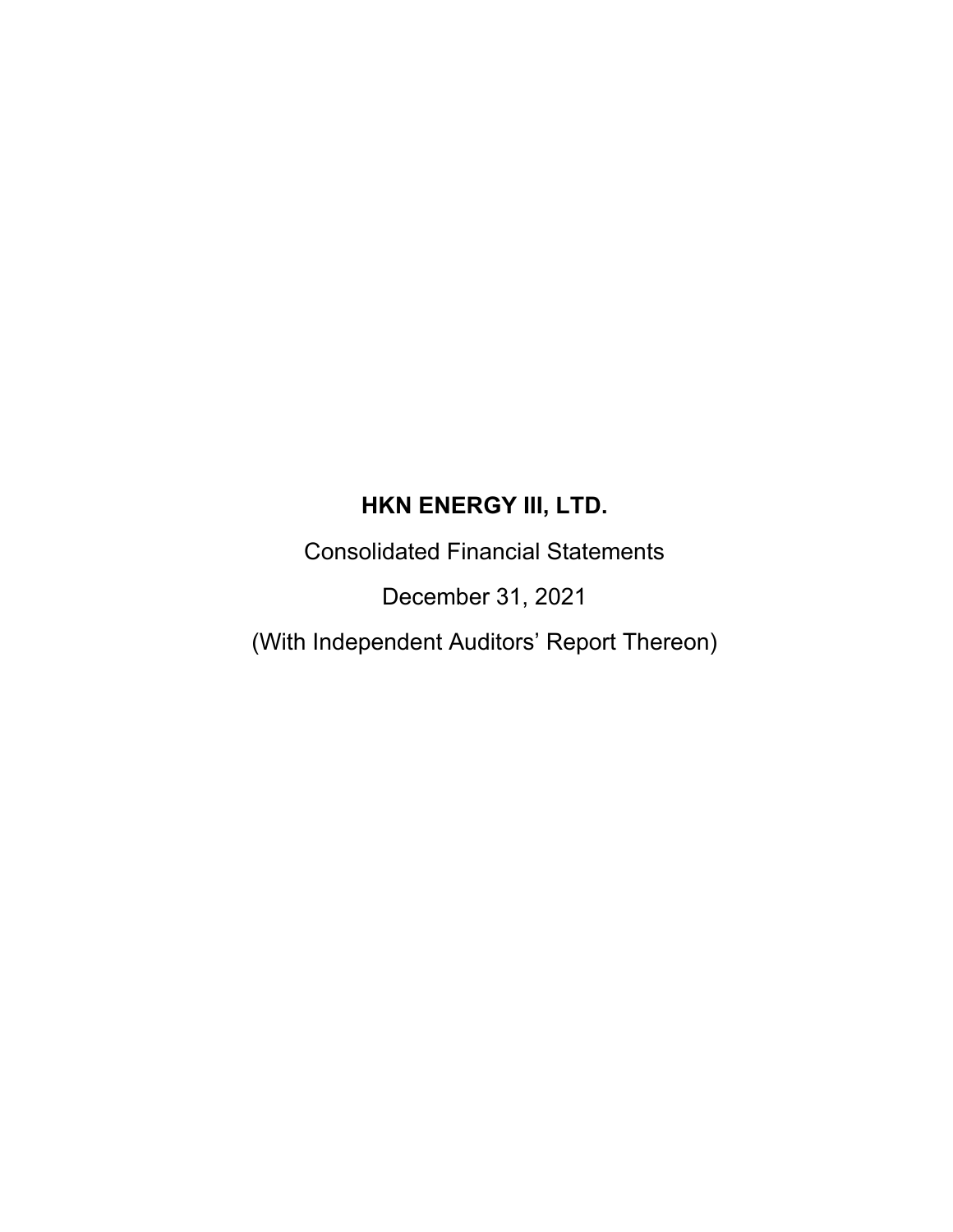# HKN ENERGY III, LTD.

Consolidated Financial Statements

December 31, 2021

(With Independent Auditors' Report Thereon)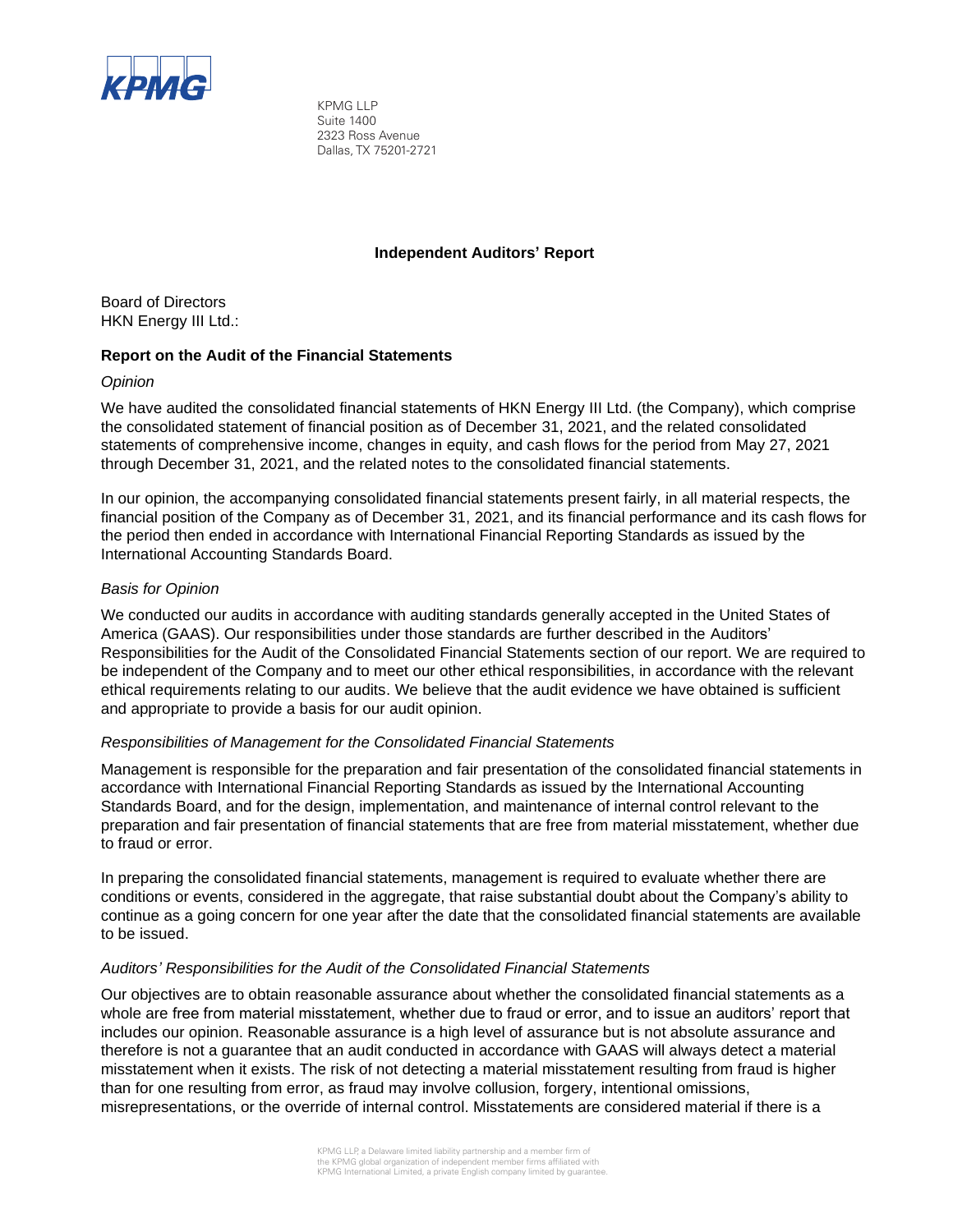KPMG LLP
Suite 1400
2323 Ross Avenue
Dallas, TX 75201-2721

## Independent Auditors' Report

Board of Directors
HKN Energy III Ltd.:

### Report on the Audit of the Financial Statements

*Opinion*

We have audited the consolidated financial statements of HKN Energy III Ltd. (the Company), which comprise the consolidated statement of financial position as of December 31, 2021, and the related consolidated statements of comprehensive income, changes in equity, and cash flows for the period from May 27, 2021 through December 31, 2021, and the related notes to the consolidated financial statements.

In our opinion, the accompanying consolidated financial statements present fairly, in all material respects, the financial position of the Company as of December 31, 2021, and its financial performance and its cash flows for the period then ended in accordance with International Financial Reporting Standards as issued by the International Accounting Standards Board.

*Basis for Opinion*

We conducted our audits in accordance with auditing standards generally accepted in the United States of America (GAAS). Our responsibilities under those standards are further described in the Auditors' Responsibilities for the Audit of the Consolidated Financial Statements section of our report. We are required to be independent of the Company and to meet our other ethical responsibilities, in accordance with the relevant ethical requirements relating to our audits. We believe that the audit evidence we have obtained is sufficient and appropriate to provide a basis for our audit opinion.

*Responsibilities of Management for the Consolidated Financial Statements*

Management is responsible for the preparation and fair presentation of the consolidated financial statements in accordance with International Financial Reporting Standards as issued by the International Accounting Standards Board, and for the design, implementation, and maintenance of internal control relevant to the preparation and fair presentation of financial statements that are free from material misstatement, whether due to fraud or error.

In preparing the consolidated financial statements, management is required to evaluate whether there are conditions or events, considered in the aggregate, that raise substantial doubt about the Company's ability to continue as a going concern for one year after the date that the consolidated financial statements are available to be issued.

*Auditors' Responsibilities for the Audit of the Consolidated Financial Statements*

Our objectives are to obtain reasonable assurance about whether the consolidated financial statements as a whole are free from material misstatement, whether due to fraud or error, and to issue an auditors' report that includes our opinion. Reasonable assurance is a high level of assurance but is not absolute assurance and therefore is not a guarantee that an audit conducted in accordance with GAAS will always detect a material misstatement when it exists. The risk of not detecting a material misstatement resulting from fraud is higher than for one resulting from error, as fraud may involve collusion, forgery, intentional omissions, misrepresentations, or the override of internal control. Misstatements are considered material if there is a

KPMG LLP, a Delaware limited liability partnership and a member firm of the KPMG global organization of independent member firms affiliated with KPMG International Limited, a private English company limited by guarantee.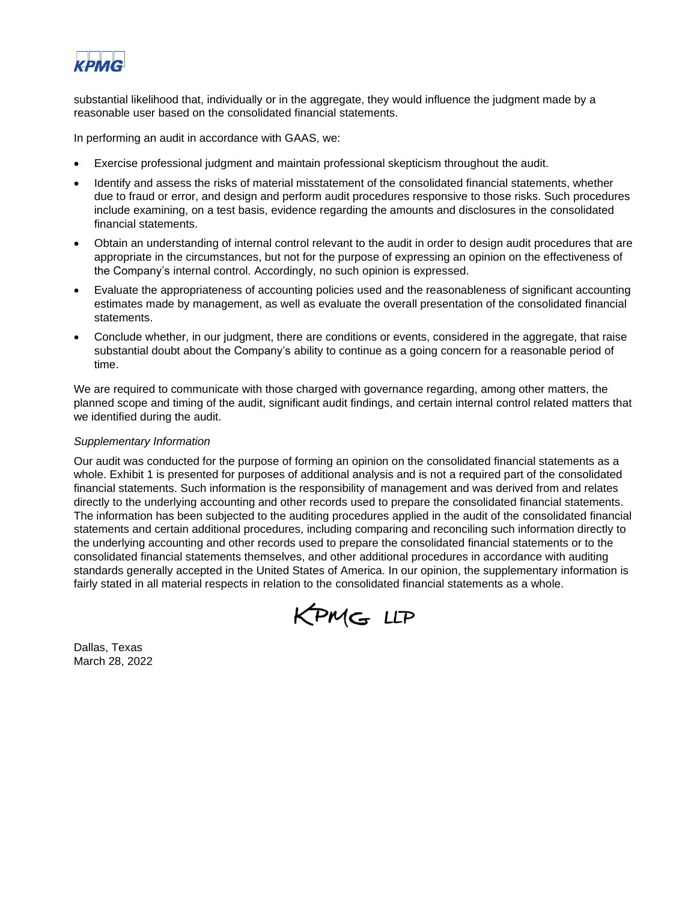substantial likelihood that, individually or in the aggregate, they would influence the judgment made by a reasonable user based on the consolidated financial statements.

In performing an audit in accordance with GAAS, we:

- Exercise professional judgment and maintain professional skepticism throughout the audit.
- Identify and assess the risks of material misstatement of the consolidated financial statements, whether due to fraud or error, and design and perform audit procedures responsive to those risks. Such procedures include examining, on a test basis, evidence regarding the amounts and disclosures in the consolidated financial statements.
- Obtain an understanding of internal control relevant to the audit in order to design audit procedures that are appropriate in the circumstances, but not for the purpose of expressing an opinion on the effectiveness of the Company's internal control. Accordingly, no such opinion is expressed.
- Evaluate the appropriateness of accounting policies used and the reasonableness of significant accounting estimates made by management, as well as evaluate the overall presentation of the consolidated financial statements.
- Conclude whether, in our judgment, there are conditions or events, considered in the aggregate, that raise substantial doubt about the Company's ability to continue as a going concern for a reasonable period of time.

We are required to communicate with those charged with governance regarding, among other matters, the planned scope and timing of the audit, significant audit findings, and certain internal control related matters that we identified during the audit.

*Supplementary Information*

Our audit was conducted for the purpose of forming an opinion on the consolidated financial statements as a whole. Exhibit 1 is presented for purposes of additional analysis and is not a required part of the consolidated financial statements. Such information is the responsibility of management and was derived from and relates directly to the underlying accounting and other records used to prepare the consolidated financial statements. The information has been subjected to the auditing procedures applied in the audit of the consolidated financial statements and certain additional procedures, including comparing and reconciling such information directly to the underlying accounting and other records used to prepare the consolidated financial statements or to the consolidated financial statements themselves, and other additional procedures in accordance with auditing standards generally accepted in the United States of America. In our opinion, the supplementary information is fairly stated in all material respects in relation to the consolidated financial statements as a whole.

KPMG LLP

Dallas, Texas
March 28, 2022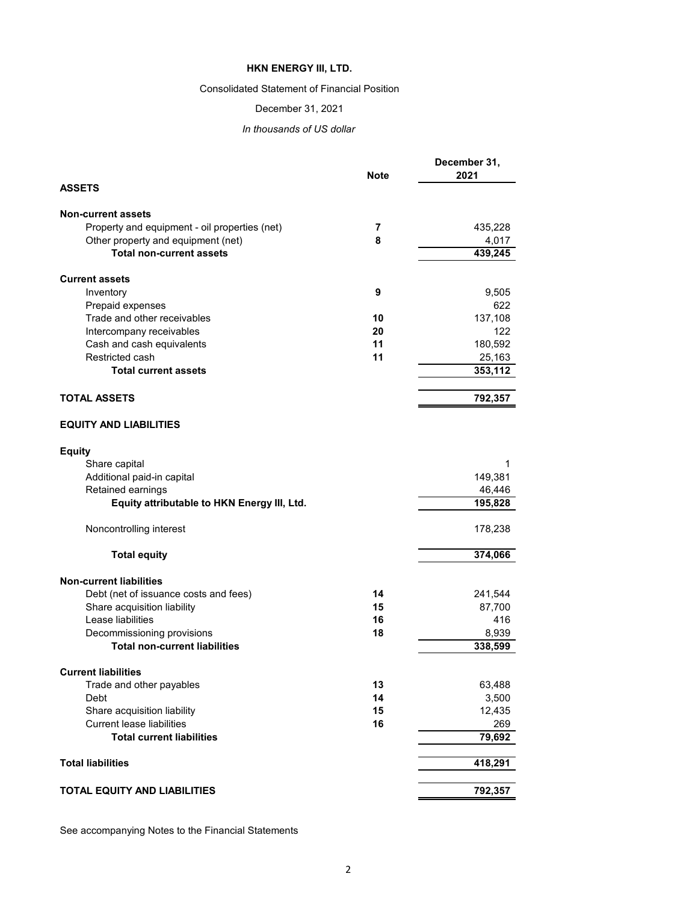# HKN ENERGY III, LTD.

Consolidated Statement of Financial Position

December 31, 2021

*In thousands of US dollar*

| | Note | December 31, 2021 |
|---|---|---|
| **ASSETS** | | |
| **Non-current assets** | | |
| Property and equipment - oil properties (net) | 7 | 435,228 |
| Other property and equipment (net) | 8 | 4,017 |
| **Total non-current assets** | | **439,245** |
| **Current assets** | | |
| Inventory | 9 | 9,505 |
| Prepaid expenses | | 622 |
| Trade and other receivables | 10 | 137,108 |
| Intercompany receivables | 20 | 122 |
| Cash and cash equivalents | 11 | 180,592 |
| Restricted cash | 11 | 25,163 |
| **Total current assets** | | **353,112** |
| **TOTAL ASSETS** | | **792,357** |
| **EQUITY AND LIABILITIES** | | |
| **Equity** | | |
| Share capital | | 1 |
| Additional paid-in capital | | 149,381 |
| Retained earnings | | 46,446 |
| **Equity attributable to HKN Energy III, Ltd.** | | **195,828** |
| Noncontrolling interest | | 178,238 |
| **Total equity** | | **374,066** |
| **Non-current liabilities** | | |
| Debt (net of issuance costs and fees) | 14 | 241,544 |
| Share acquisition liability | 15 | 87,700 |
| Lease liabilities | 16 | 416 |
| Decommissioning provisions | 18 | 8,939 |
| **Total non-current liabilities** | | **338,599** |
| **Current liabilities** | | |
| Trade and other payables | 13 | 63,488 |
| Debt | 14 | 3,500 |
| Share acquisition liability | 15 | 12,435 |
| Current lease liabilities | 16 | 269 |
| **Total current liabilities** | | **79,692** |
| **Total liabilities** | | **418,291** |
| **TOTAL EQUITY AND LIABILITIES** | | **792,357** |

See accompanying Notes to the Financial Statements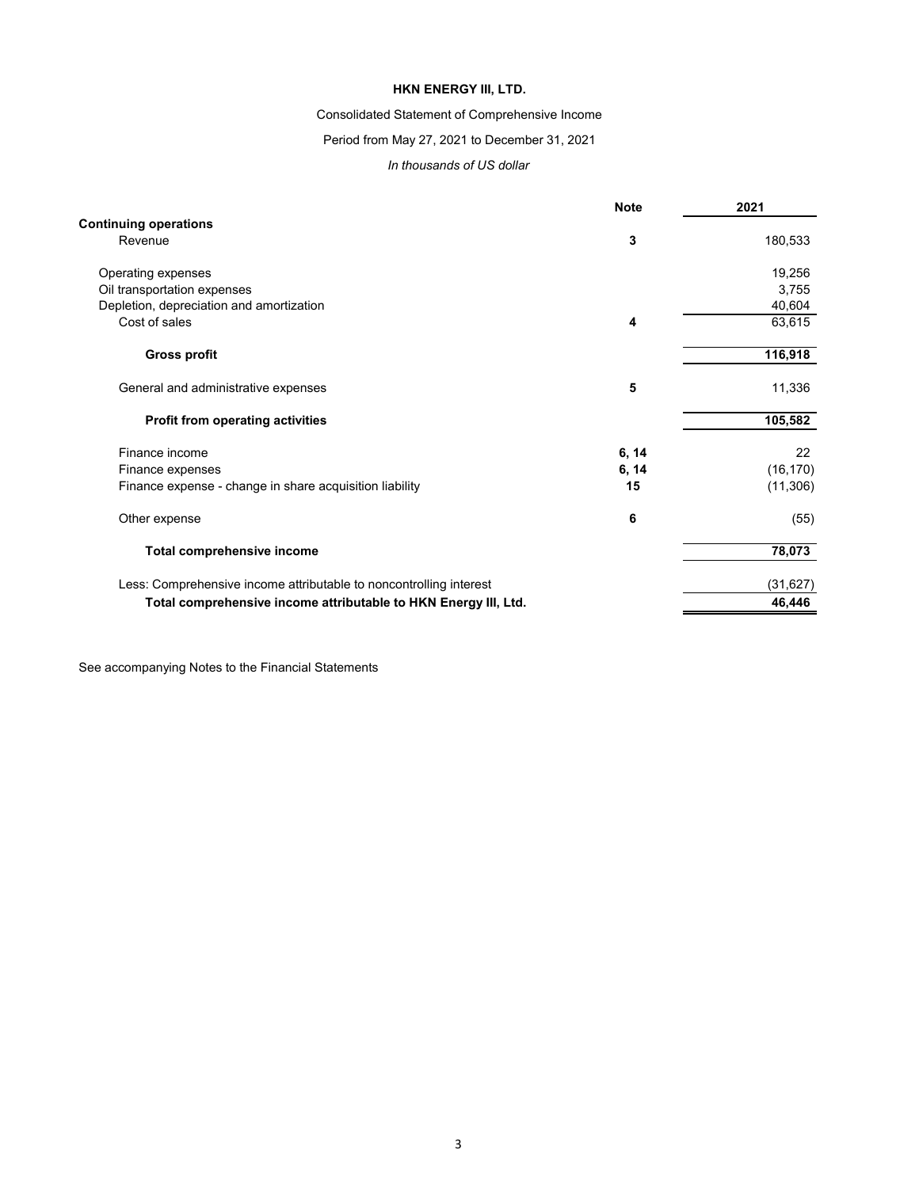# HKN ENERGY III, LTD.

Consolidated Statement of Comprehensive Income

Period from May 27, 2021 to December 31, 2021

*In thousands of US dollar*

| | Note | 2021 |
|---|---|---|
| **Continuing operations** | | |
| Revenue | **3** | 180,533 |
| | | |
| Operating expenses | | 19,256 |
| Oil transportation expenses | | 3,755 |
| Depletion, depreciation and amortization | | 40,604 |
| Cost of sales | **4** | 63,615 |
| | | |
| **Gross profit** | | **116,918** |
| | | |
| General and administrative expenses | **5** | 11,336 |
| | | |
| **Profit from operating activities** | | **105,582** |
| | | |
| Finance income | **6, 14** | 22 |
| Finance expenses | **6, 14** | (16,170) |
| Finance expense - change in share acquisition liability | **15** | (11,306) |
| | | |
| Other expense | **6** | (55) |
| | | |
| **Total comprehensive income** | | **78,073** |
| | | |
| Less: Comprehensive income attributable to noncontrolling interest | | (31,627) |
| **Total comprehensive income attributable to HKN Energy III, Ltd.** | | **46,446** |

See accompanying Notes to the Financial Statements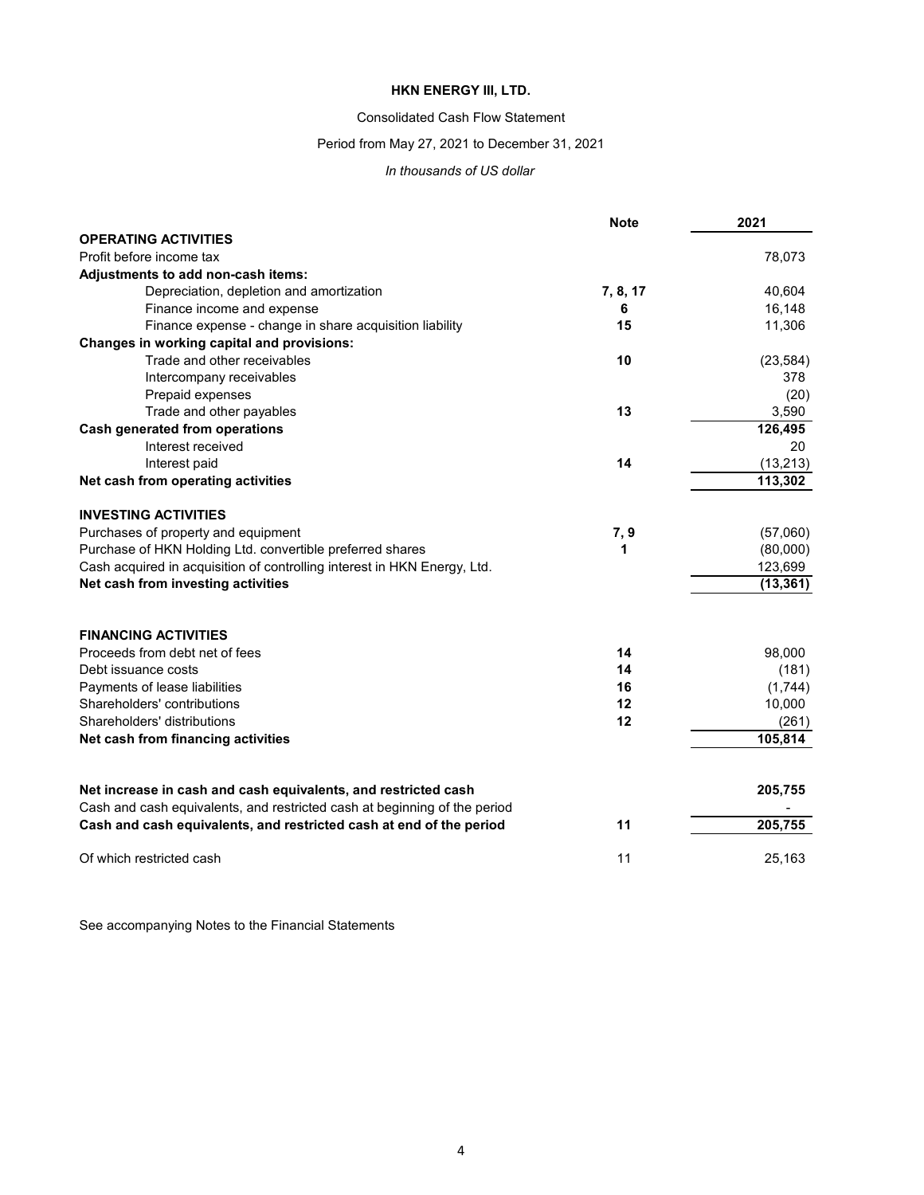# HKN ENERGY III, LTD.

Consolidated Cash Flow Statement

Period from May 27, 2021 to December 31, 2021

*In thousands of US dollar*

| | Note | 2021 |
|---|---|---|
| **OPERATING ACTIVITIES** | | |
| Profit before income tax | | 78,073 |
| **Adjustments to add non-cash items:** | | |
| Depreciation, depletion and amortization | 7, 8, 17 | 40,604 |
| Finance income and expense | 6 | 16,148 |
| Finance expense - change in share acquisition liability | 15 | 11,306 |
| **Changes in working capital and provisions:** | | |
| Trade and other receivables | 10 | (23,584) |
| Intercompany receivables | | 378 |
| Prepaid expenses | | (20) |
| Trade and other payables | 13 | 3,590 |
| **Cash generated from operations** | | **126,495** |
| Interest received | | 20 |
| Interest paid | 14 | (13,213) |
| **Net cash from operating activities** | | **113,302** |
| | | |
| **INVESTING ACTIVITIES** | | |
| Purchases of property and equipment | 7, 9 | (57,060) |
| Purchase of HKN Holding Ltd. convertible preferred shares | 1 | (80,000) |
| Cash acquired in acquisition of controlling interest in HKN Energy, Ltd. | | 123,699 |
| **Net cash from investing activities** | | **(13,361)** |
| | | |
| **FINANCING ACTIVITIES** | | |
| Proceeds from debt net of fees | 14 | 98,000 |
| Debt issuance costs | 14 | (181) |
| Payments of lease liabilities | 16 | (1,744) |
| Shareholders' contributions | 12 | 10,000 |
| Shareholders' distributions | 12 | (261) |
| **Net cash from financing activities** | | **105,814** |
| | | |
| **Net increase in cash and cash equivalents, and restricted cash** | | **205,755** |
| Cash and cash equivalents, and restricted cash at beginning of the period | | - |
| **Cash and cash equivalents, and restricted cash at end of the period** | 11 | **205,755** |
| | | |
| Of which restricted cash | 11 | 25,163 |

See accompanying Notes to the Financial Statements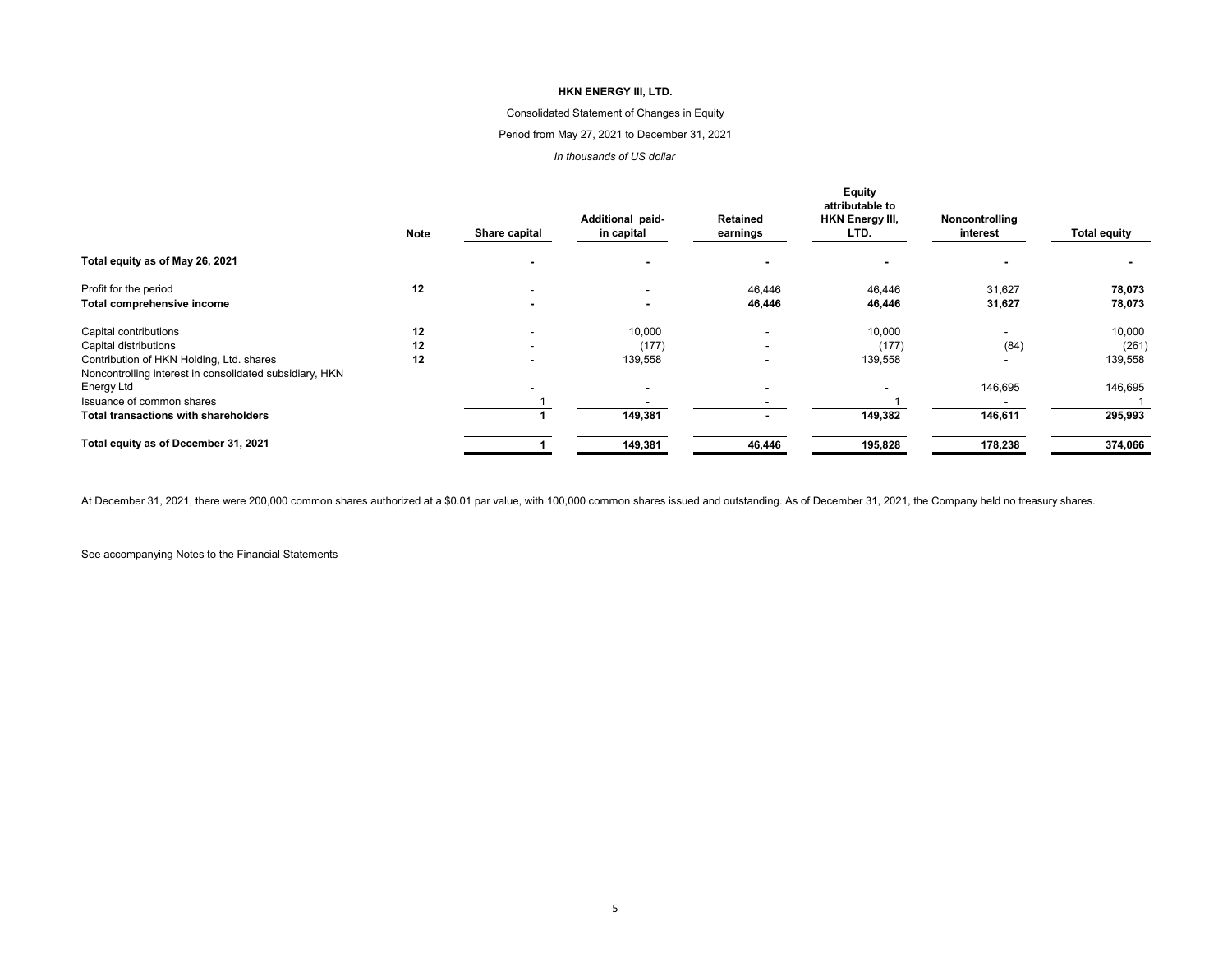**HKN ENERGY III, LTD.**

Consolidated Statement of Changes in Equity

Period from May 27, 2021 to December 31, 2021

*In thousands of US dollar*

| | Note | Share capital | Additional paid-in capital | Retained earnings | Equity attributable to HKN Energy III, LTD. | Noncontrolling interest | Total equity |
|---|---|---|---|---|---|---|---|
| **Total equity as of May 26, 2021** | | - | - | - | - | - | - |
| Profit for the period | 12 | - | - | 46,446 | 46,446 | 31,627 | **78,073** |
| **Total comprehensive income** | | - | - | **46,446** | **46,446** | **31,627** | **78,073** |
| Capital contributions | 12 | - | 10,000 | - | 10,000 | - | 10,000 |
| Capital distributions | 12 | - | (177) | - | (177) | (84) | (261) |
| Contribution of HKN Holding, Ltd. shares | 12 | - | 139,558 | - | 139,558 | - | 139,558 |
| Noncontrolling interest in consolidated subsidiary, HKN Energy Ltd | | - | - | - | - | 146,695 | 146,695 |
| Issuance of common shares | | 1 | - | - | 1 | - | 1 |
| **Total transactions with shareholders** | | **1** | **149,381** | - | **149,382** | **146,611** | **295,993** |
| **Total equity as of December 31, 2021** | | **1** | **149,381** | **46,446** | **195,828** | **178,238** | **374,066** |

At December 31, 2021, there were 200,000 common shares authorized at a $0.01 par value, with 100,000 common shares issued and outstanding. As of December 31, 2021, the Company held no treasury shares.

See accompanying Notes to the Financial Statements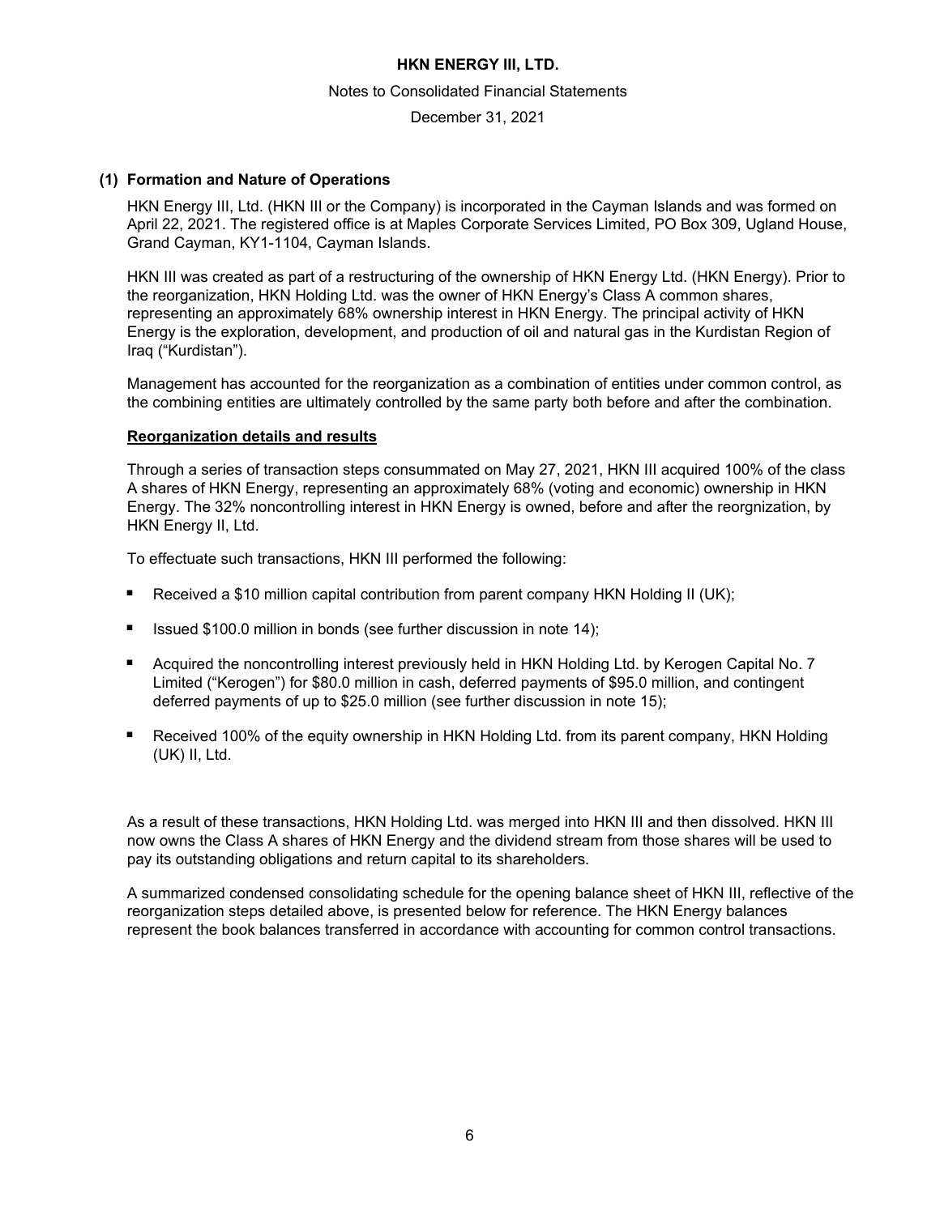## (1) Formation and Nature of Operations

HKN Energy III, Ltd. (HKN III or the Company) is incorporated in the Cayman Islands and was formed on April 22, 2021. The registered office is at Maples Corporate Services Limited, PO Box 309, Ugland House, Grand Cayman, KY1-1104, Cayman Islands.

HKN III was created as part of a restructuring of the ownership of HKN Energy Ltd. (HKN Energy). Prior to the reorganization, HKN Holding Ltd. was the owner of HKN Energy's Class A common shares, representing an approximately 68% ownership interest in HKN Energy. The principal activity of HKN Energy is the exploration, development, and production of oil and natural gas in the Kurdistan Region of Iraq ("Kurdistan").

Management has accounted for the reorganization as a combination of entities under common control, as the combining entities are ultimately controlled by the same party both before and after the combination.

**Reorganization details and results**

Through a series of transaction steps consummated on May 27, 2021, HKN III acquired 100% of the class A shares of HKN Energy, representing an approximately 68% (voting and economic) ownership in HKN Energy. The 32% noncontrolling interest in HKN Energy is owned, before and after the reorgnization, by HKN Energy II, Ltd.

To effectuate such transactions, HKN III performed the following:

- Received a $10 million capital contribution from parent company HKN Holding II (UK);
- Issued $100.0 million in bonds (see further discussion in note 14);
- Acquired the noncontrolling interest previously held in HKN Holding Ltd. by Kerogen Capital No. 7 Limited ("Kerogen") for $80.0 million in cash, deferred payments of $95.0 million, and contingent deferred payments of up to $25.0 million (see further discussion in note 15);
- Received 100% of the equity ownership in HKN Holding Ltd. from its parent company, HKN Holding (UK) II, Ltd.

As a result of these transactions, HKN Holding Ltd. was merged into HKN III and then dissolved. HKN III now owns the Class A shares of HKN Energy and the dividend stream from those shares will be used to pay its outstanding obligations and return capital to its shareholders.

A summarized condensed consolidating schedule for the opening balance sheet of HKN III, reflective of the reorganization steps detailed above, is presented below for reference. The HKN Energy balances represent the book balances transferred in accordance with accounting for common control transactions.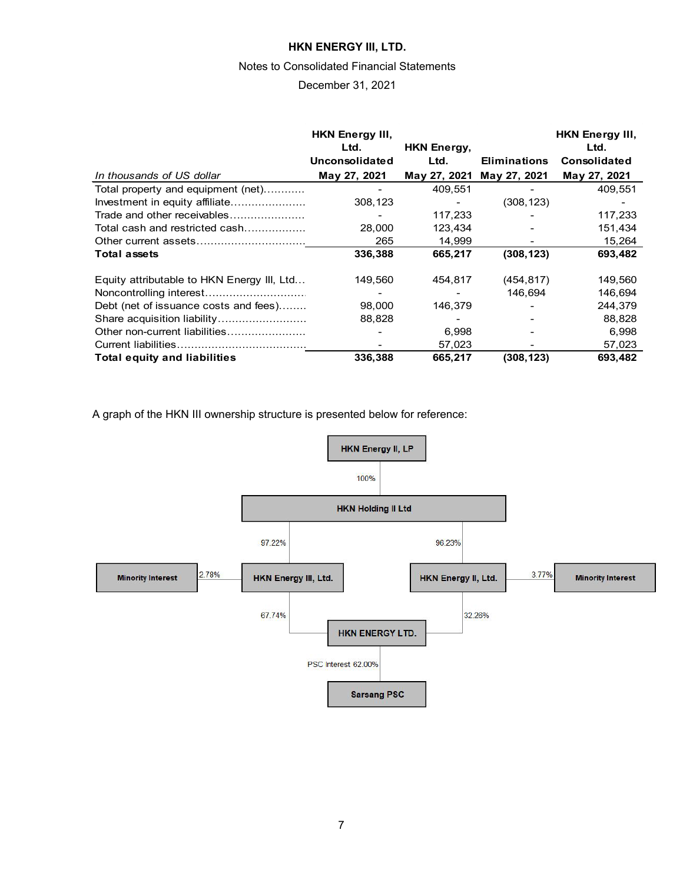| *In thousands of US dollar* | HKN Energy III, Ltd. Unconsolidated May 27, 2021 | HKN Energy, Ltd. May 27, 2021 | Eliminations May 27, 2021 | HKN Energy III, Ltd. Consolidated May 27, 2021 |
|---|---|---|---|---|
| Total property and equipment (net) | - | 409,551 | - | 409,551 |
| Investment in equity affiliate | 308,123 | - | (308,123) | - |
| Trade and other receivables | - | 117,233 | - | 117,233 |
| Total cash and restricted cash | 28,000 | 123,434 | - | 151,434 |
| Other current assets | 265 | 14,999 | - | 15,264 |
| **Total assets** | **336,388** | **665,217** | **(308,123)** | **693,482** |
| | | | | |
| Equity attributable to HKN Energy III, Ltd. | 149,560 | 454,817 | (454,817) | 149,560 |
| Noncontrolling interest | - | - | 146,694 | 146,694 |
| Debt (net of issuance costs and fees) | 98,000 | 146,379 | - | 244,379 |
| Share acquisition liability | 88,828 | - | - | 88,828 |
| Other non-current liabilities | - | 6,998 | - | 6,998 |
| Current liabilities | - | 57,023 | - | 57,023 |
| **Total equity and liabilities** | **336,388** | **665,217** | **(308,123)** | **693,482** |

A graph of the HKN III ownership structure is presented below for reference:

- HKN Energy II, LP
  - 100% → HKN Holding II Ltd
    - 97.22% → HKN Energy III, Ltd. (Minority Interest 2.78%)
      - 67.74% → HKN ENERGY LTD.
    - 96.23% → HKN Energy II, Ltd. (Minority Interest 3.77%)
      - 32.26% → HKN ENERGY LTD.
- HKN ENERGY LTD.
  - PSC Interest 62.00% → Sarsang PSC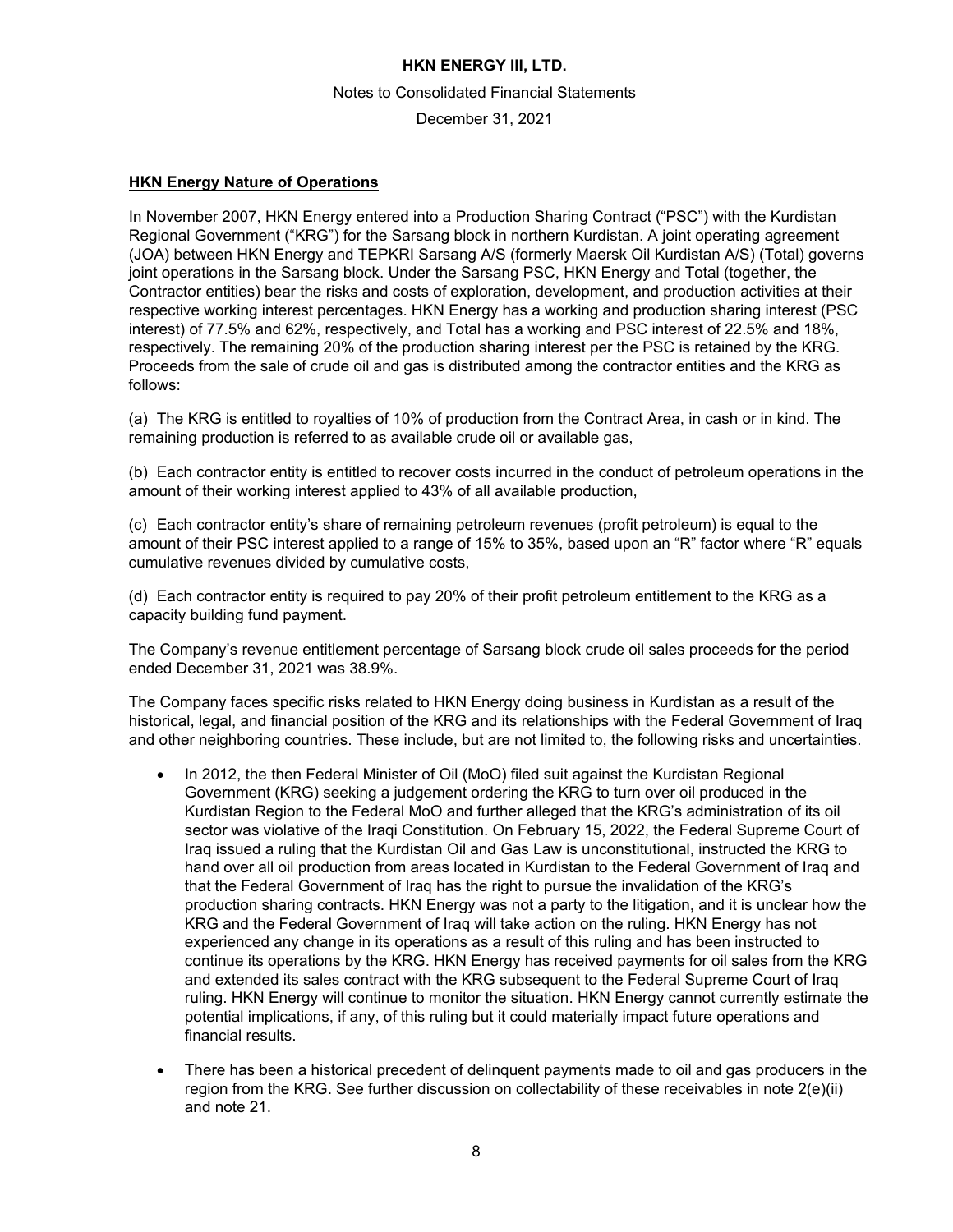## HKN Energy Nature of Operations

In November 2007, HKN Energy entered into a Production Sharing Contract ("PSC") with the Kurdistan Regional Government ("KRG") for the Sarsang block in northern Kurdistan. A joint operating agreement (JOA) between HKN Energy and TEPKRI Sarsang A/S (formerly Maersk Oil Kurdistan A/S) (Total) governs joint operations in the Sarsang block. Under the Sarsang PSC, HKN Energy and Total (together, the Contractor entities) bear the risks and costs of exploration, development, and production activities at their respective working interest percentages. HKN Energy has a working and production sharing interest (PSC interest) of 77.5% and 62%, respectively, and Total has a working and PSC interest of 22.5% and 18%, respectively. The remaining 20% of the production sharing interest per the PSC is retained by the KRG. Proceeds from the sale of crude oil and gas is distributed among the contractor entities and the KRG as follows:

(a) The KRG is entitled to royalties of 10% of production from the Contract Area, in cash or in kind. The remaining production is referred to as available crude oil or available gas,

(b) Each contractor entity is entitled to recover costs incurred in the conduct of petroleum operations in the amount of their working interest applied to 43% of all available production,

(c) Each contractor entity's share of remaining petroleum revenues (profit petroleum) is equal to the amount of their PSC interest applied to a range of 15% to 35%, based upon an "R" factor where "R" equals cumulative revenues divided by cumulative costs,

(d) Each contractor entity is required to pay 20% of their profit petroleum entitlement to the KRG as a capacity building fund payment.

The Company's revenue entitlement percentage of Sarsang block crude oil sales proceeds for the period ended December 31, 2021 was 38.9%.

The Company faces specific risks related to HKN Energy doing business in Kurdistan as a result of the historical, legal, and financial position of the KRG and its relationships with the Federal Government of Iraq and other neighboring countries. These include, but are not limited to, the following risks and uncertainties.

- In 2012, the then Federal Minister of Oil (MoO) filed suit against the Kurdistan Regional Government (KRG) seeking a judgement ordering the KRG to turn over oil produced in the Kurdistan Region to the Federal MoO and further alleged that the KRG's administration of its oil sector was violative of the Iraqi Constitution. On February 15, 2022, the Federal Supreme Court of Iraq issued a ruling that the Kurdistan Oil and Gas Law is unconstitutional, instructed the KRG to hand over all oil production from areas located in Kurdistan to the Federal Government of Iraq and that the Federal Government of Iraq has the right to pursue the invalidation of the KRG's production sharing contracts. HKN Energy was not a party to the litigation, and it is unclear how the KRG and the Federal Government of Iraq will take action on the ruling. HKN Energy has not experienced any change in its operations as a result of this ruling and has been instructed to continue its operations by the KRG. HKN Energy has received payments for oil sales from the KRG and extended its sales contract with the KRG subsequent to the Federal Supreme Court of Iraq ruling. HKN Energy will continue to monitor the situation. HKN Energy cannot currently estimate the potential implications, if any, of this ruling but it could materially impact future operations and financial results.

- There has been a historical precedent of delinquent payments made to oil and gas producers in the region from the KRG. See further discussion on collectability of these receivables in note 2(e)(ii) and note 21.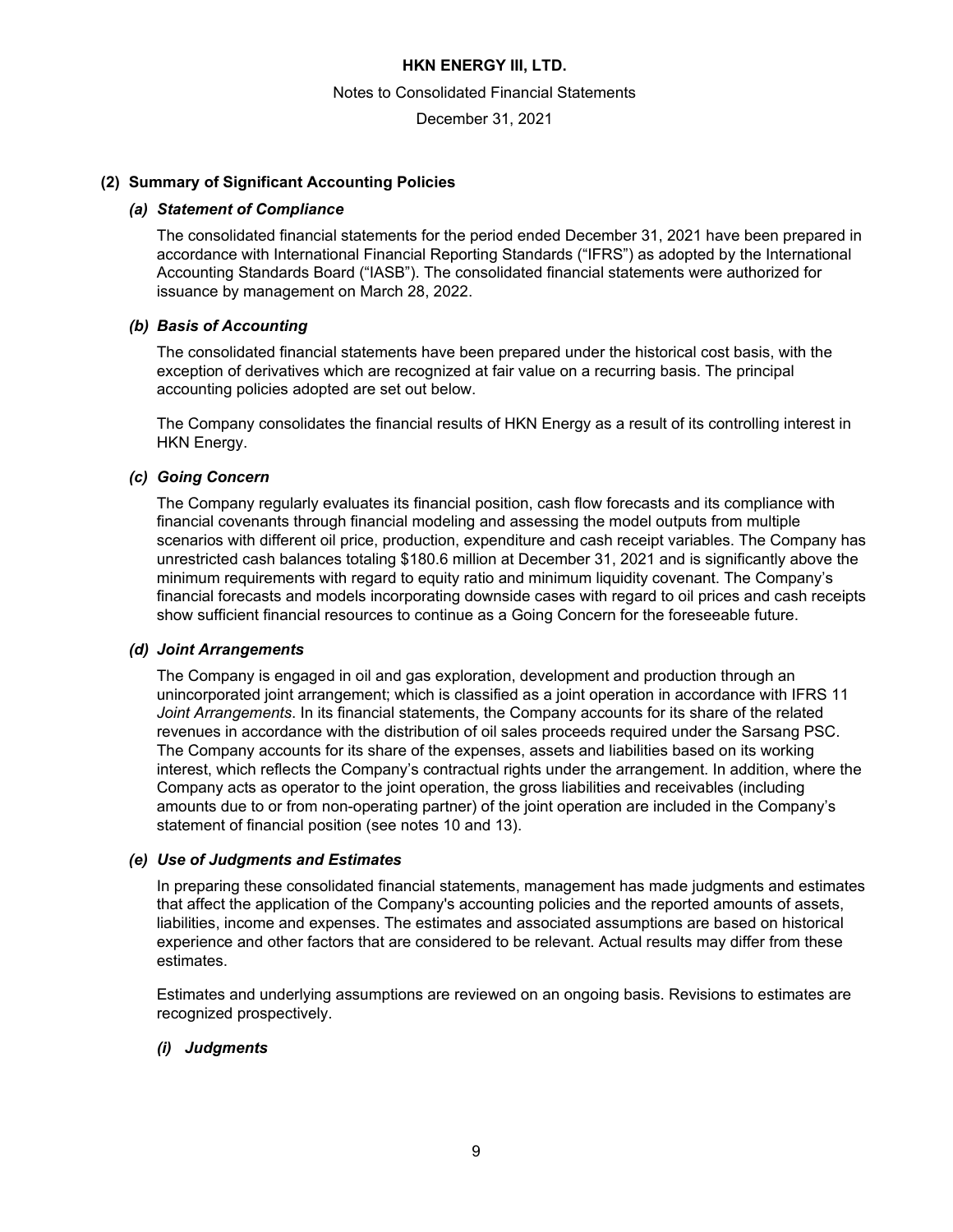## (2) Summary of Significant Accounting Policies

### *(a) Statement of Compliance*

The consolidated financial statements for the period ended December 31, 2021 have been prepared in accordance with International Financial Reporting Standards ("IFRS") as adopted by the International Accounting Standards Board ("IASB"). The consolidated financial statements were authorized for issuance by management on March 28, 2022.

### *(b) Basis of Accounting*

The consolidated financial statements have been prepared under the historical cost basis, with the exception of derivatives which are recognized at fair value on a recurring basis. The principal accounting policies adopted are set out below.

The Company consolidates the financial results of HKN Energy as a result of its controlling interest in HKN Energy.

### *(c) Going Concern*

The Company regularly evaluates its financial position, cash flow forecasts and its compliance with financial covenants through financial modeling and assessing the model outputs from multiple scenarios with different oil price, production, expenditure and cash receipt variables. The Company has unrestricted cash balances totaling $180.6 million at December 31, 2021 and is significantly above the minimum requirements with regard to equity ratio and minimum liquidity covenant. The Company's financial forecasts and models incorporating downside cases with regard to oil prices and cash receipts show sufficient financial resources to continue as a Going Concern for the foreseeable future.

### *(d) Joint Arrangements*

The Company is engaged in oil and gas exploration, development and production through an unincorporated joint arrangement; which is classified as a joint operation in accordance with IFRS 11 *Joint Arrangements*. In its financial statements, the Company accounts for its share of the related revenues in accordance with the distribution of oil sales proceeds required under the Sarsang PSC. The Company accounts for its share of the expenses, assets and liabilities based on its working interest, which reflects the Company's contractual rights under the arrangement. In addition, where the Company acts as operator to the joint operation, the gross liabilities and receivables (including amounts due to or from non-operating partner) of the joint operation are included in the Company's statement of financial position (see notes 10 and 13).

### *(e) Use of Judgments and Estimates*

In preparing these consolidated financial statements, management has made judgments and estimates that affect the application of the Company's accounting policies and the reported amounts of assets, liabilities, income and expenses. The estimates and associated assumptions are based on historical experience and other factors that are considered to be relevant. Actual results may differ from these estimates.

Estimates and underlying assumptions are reviewed on an ongoing basis. Revisions to estimates are recognized prospectively.

#### *(i) Judgments*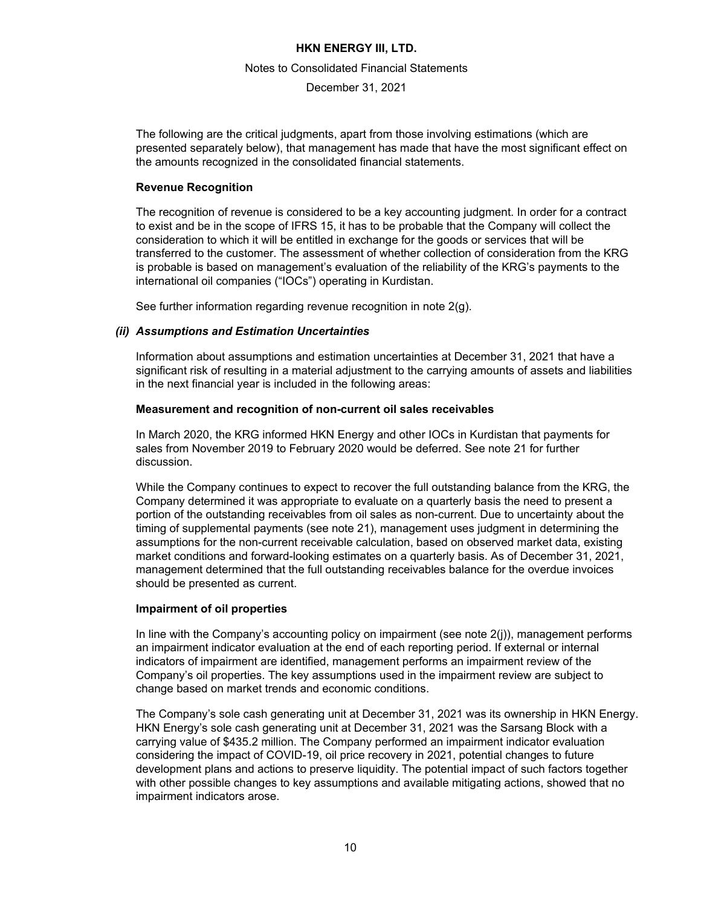The following are the critical judgments, apart from those involving estimations (which are presented separately below), that management has made that have the most significant effect on the amounts recognized in the consolidated financial statements.

**Revenue Recognition**

The recognition of revenue is considered to be a key accounting judgment. In order for a contract to exist and be in the scope of IFRS 15, it has to be probable that the Company will collect the consideration to which it will be entitled in exchange for the goods or services that will be transferred to the customer. The assessment of whether collection of consideration from the KRG is probable is based on management's evaluation of the reliability of the KRG's payments to the international oil companies ("IOCs") operating in Kurdistan.

See further information regarding revenue recognition in note 2(g).

### *(ii) Assumptions and Estimation Uncertainties*

Information about assumptions and estimation uncertainties at December 31, 2021 that have a significant risk of resulting in a material adjustment to the carrying amounts of assets and liabilities in the next financial year is included in the following areas:

**Measurement and recognition of non-current oil sales receivables**

In March 2020, the KRG informed HKN Energy and other IOCs in Kurdistan that payments for sales from November 2019 to February 2020 would be deferred. See note 21 for further discussion.

While the Company continues to expect to recover the full outstanding balance from the KRG, the Company determined it was appropriate to evaluate on a quarterly basis the need to present a portion of the outstanding receivables from oil sales as non-current. Due to uncertainty about the timing of supplemental payments (see note 21), management uses judgment in determining the assumptions for the non-current receivable calculation, based on observed market data, existing market conditions and forward-looking estimates on a quarterly basis. As of December 31, 2021, management determined that the full outstanding receivables balance for the overdue invoices should be presented as current.

**Impairment of oil properties**

In line with the Company's accounting policy on impairment (see note 2(j)), management performs an impairment indicator evaluation at the end of each reporting period. If external or internal indicators of impairment are identified, management performs an impairment review of the Company's oil properties. The key assumptions used in the impairment review are subject to change based on market trends and economic conditions.

The Company's sole cash generating unit at December 31, 2021 was its ownership in HKN Energy. HKN Energy's sole cash generating unit at December 31, 2021 was the Sarsang Block with a carrying value of $435.2 million. The Company performed an impairment indicator evaluation considering the impact of COVID-19, oil price recovery in 2021, potential changes to future development plans and actions to preserve liquidity. The potential impact of such factors together with other possible changes to key assumptions and available mitigating actions, showed that no impairment indicators arose.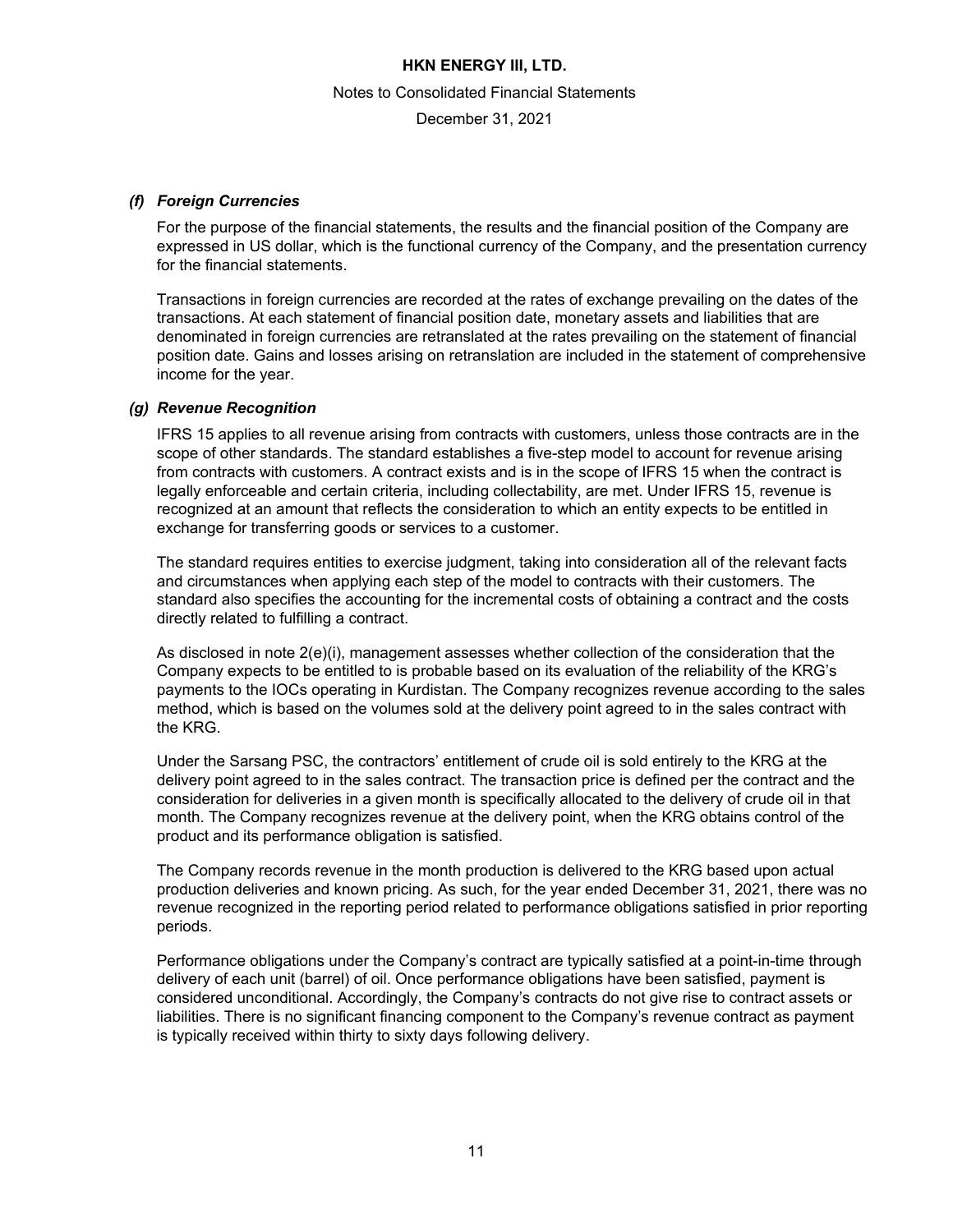### *(f) Foreign Currencies*

For the purpose of the financial statements, the results and the financial position of the Company are expressed in US dollar, which is the functional currency of the Company, and the presentation currency for the financial statements.

Transactions in foreign currencies are recorded at the rates of exchange prevailing on the dates of the transactions. At each statement of financial position date, monetary assets and liabilities that are denominated in foreign currencies are retranslated at the rates prevailing on the statement of financial position date. Gains and losses arising on retranslation are included in the statement of comprehensive income for the year.

### *(g) Revenue Recognition*

IFRS 15 applies to all revenue arising from contracts with customers, unless those contracts are in the scope of other standards. The standard establishes a five-step model to account for revenue arising from contracts with customers. A contract exists and is in the scope of IFRS 15 when the contract is legally enforceable and certain criteria, including collectability, are met. Under IFRS 15, revenue is recognized at an amount that reflects the consideration to which an entity expects to be entitled in exchange for transferring goods or services to a customer.

The standard requires entities to exercise judgment, taking into consideration all of the relevant facts and circumstances when applying each step of the model to contracts with their customers. The standard also specifies the accounting for the incremental costs of obtaining a contract and the costs directly related to fulfilling a contract.

As disclosed in note 2(e)(i), management assesses whether collection of the consideration that the Company expects to be entitled to is probable based on its evaluation of the reliability of the KRG's payments to the IOCs operating in Kurdistan. The Company recognizes revenue according to the sales method, which is based on the volumes sold at the delivery point agreed to in the sales contract with the KRG.

Under the Sarsang PSC, the contractors' entitlement of crude oil is sold entirely to the KRG at the delivery point agreed to in the sales contract. The transaction price is defined per the contract and the consideration for deliveries in a given month is specifically allocated to the delivery of crude oil in that month. The Company recognizes revenue at the delivery point, when the KRG obtains control of the product and its performance obligation is satisfied.

The Company records revenue in the month production is delivered to the KRG based upon actual production deliveries and known pricing. As such, for the year ended December 31, 2021, there was no revenue recognized in the reporting period related to performance obligations satisfied in prior reporting periods.

Performance obligations under the Company's contract are typically satisfied at a point-in-time through delivery of each unit (barrel) of oil. Once performance obligations have been satisfied, payment is considered unconditional. Accordingly, the Company's contracts do not give rise to contract assets or liabilities. There is no significant financing component to the Company's revenue contract as payment is typically received within thirty to sixty days following delivery.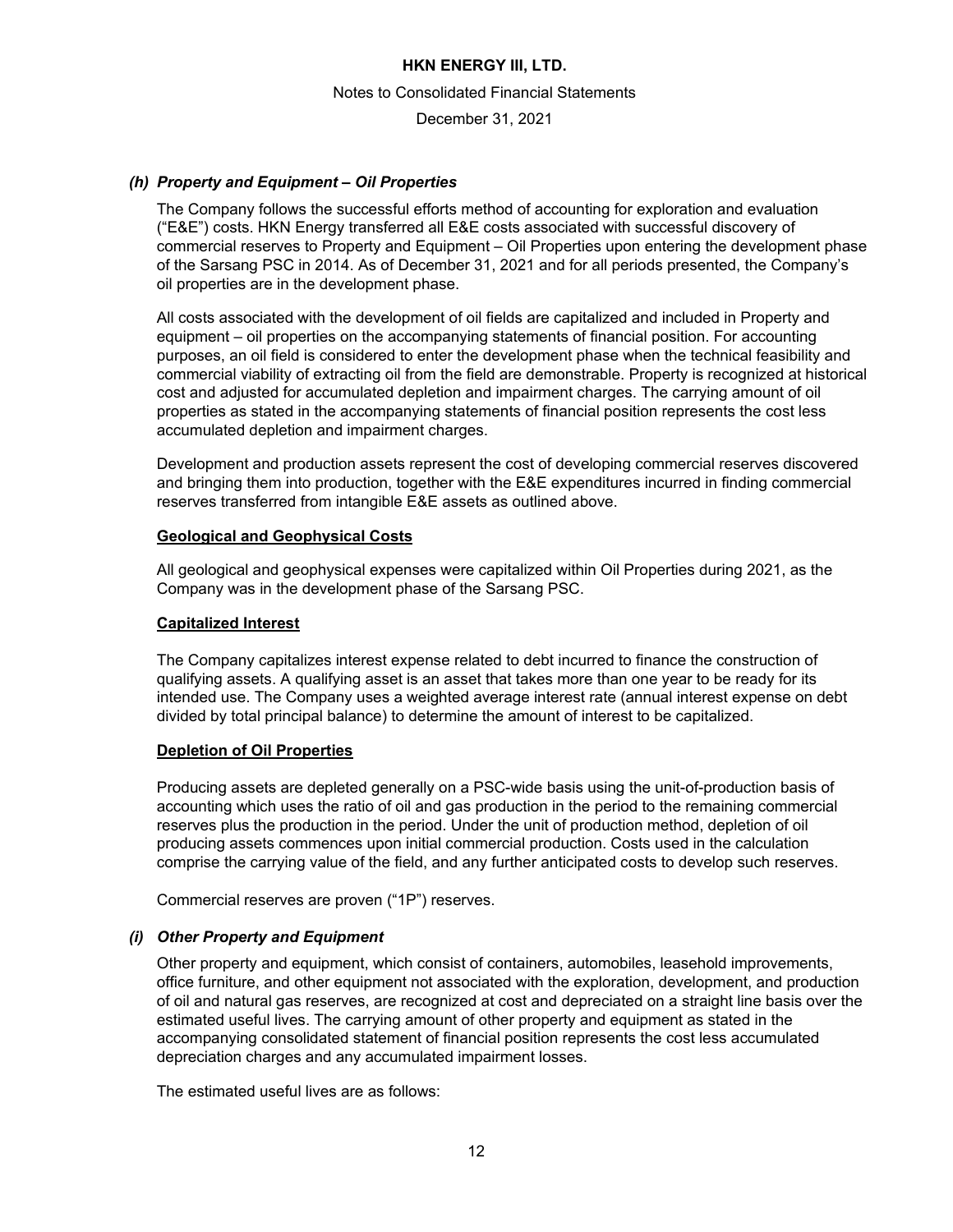### *(h) Property and Equipment – Oil Properties*

The Company follows the successful efforts method of accounting for exploration and evaluation ("E&E") costs. HKN Energy transferred all E&E costs associated with successful discovery of commercial reserves to Property and Equipment – Oil Properties upon entering the development phase of the Sarsang PSC in 2014. As of December 31, 2021 and for all periods presented, the Company's oil properties are in the development phase.

All costs associated with the development of oil fields are capitalized and included in Property and equipment – oil properties on the accompanying statements of financial position. For accounting purposes, an oil field is considered to enter the development phase when the technical feasibility and commercial viability of extracting oil from the field are demonstrable. Property is recognized at historical cost and adjusted for accumulated depletion and impairment charges. The carrying amount of oil properties as stated in the accompanying statements of financial position represents the cost less accumulated depletion and impairment charges.

Development and production assets represent the cost of developing commercial reserves discovered and bringing them into production, together with the E&E expenditures incurred in finding commercial reserves transferred from intangible E&E assets as outlined above.

**Geological and Geophysical Costs**

All geological and geophysical expenses were capitalized within Oil Properties during 2021, as the Company was in the development phase of the Sarsang PSC.

**Capitalized Interest**

The Company capitalizes interest expense related to debt incurred to finance the construction of qualifying assets. A qualifying asset is an asset that takes more than one year to be ready for its intended use. The Company uses a weighted average interest rate (annual interest expense on debt divided by total principal balance) to determine the amount of interest to be capitalized.

**Depletion of Oil Properties**

Producing assets are depleted generally on a PSC-wide basis using the unit-of-production basis of accounting which uses the ratio of oil and gas production in the period to the remaining commercial reserves plus the production in the period. Under the unit of production method, depletion of oil producing assets commences upon initial commercial production. Costs used in the calculation comprise the carrying value of the field, and any further anticipated costs to develop such reserves.

Commercial reserves are proven ("1P") reserves.

### *(i) Other Property and Equipment*

Other property and equipment, which consist of containers, automobiles, leasehold improvements, office furniture, and other equipment not associated with the exploration, development, and production of oil and natural gas reserves, are recognized at cost and depreciated on a straight line basis over the estimated useful lives. The carrying amount of other property and equipment as stated in the accompanying consolidated statement of financial position represents the cost less accumulated depreciation charges and any accumulated impairment losses.

The estimated useful lives are as follows: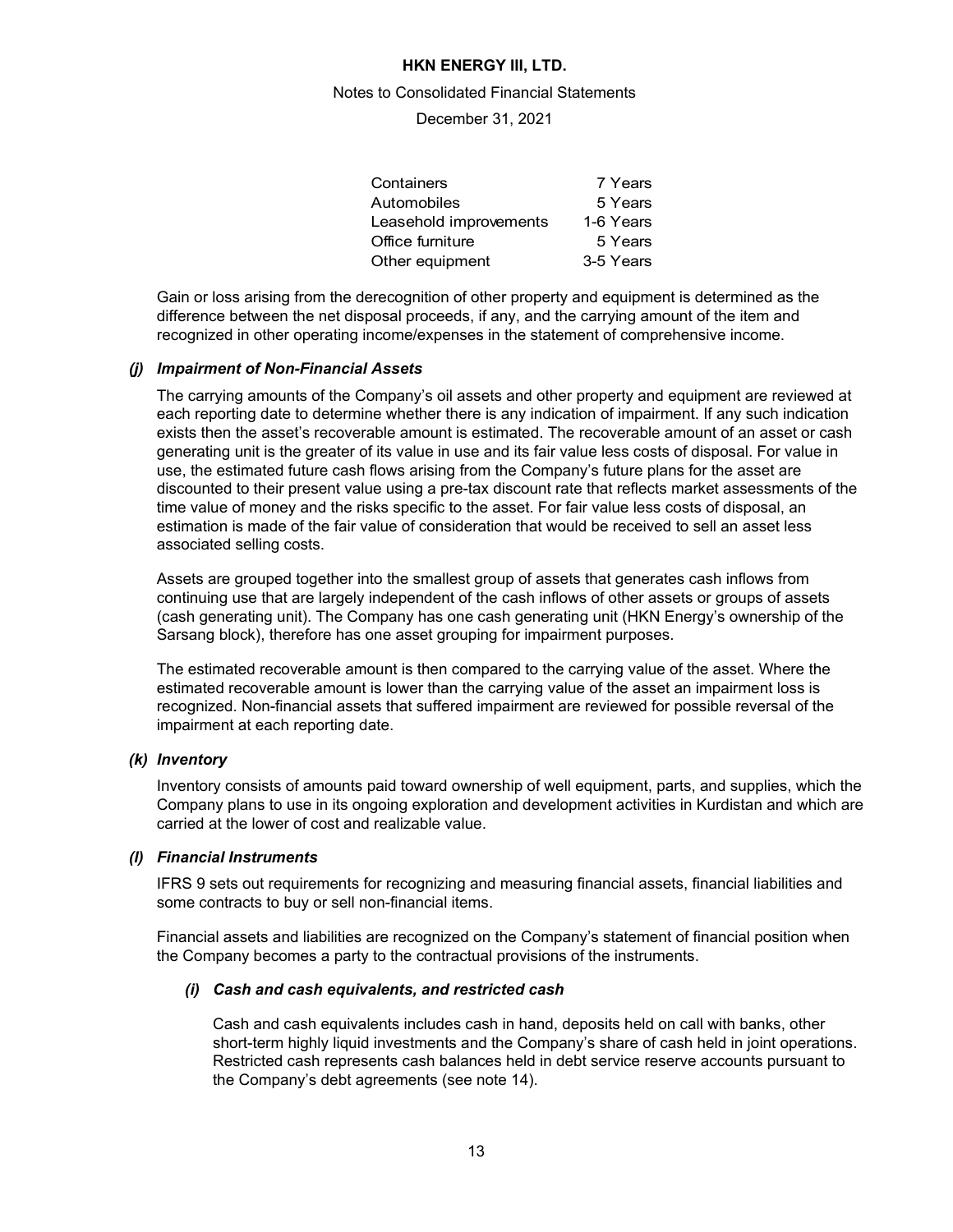| | |
|---|---|
| Containers | 7 Years |
| Automobiles | 5 Years |
| Leasehold improvements | 1-6 Years |
| Office furniture | 5 Years |
| Other equipment | 3-5 Years |

Gain or loss arising from the derecognition of other property and equipment is determined as the difference between the net disposal proceeds, if any, and the carrying amount of the item and recognized in other operating income/expenses in the statement of comprehensive income.

### *(j) Impairment of Non-Financial Assets*

The carrying amounts of the Company's oil assets and other property and equipment are reviewed at each reporting date to determine whether there is any indication of impairment. If any such indication exists then the asset's recoverable amount is estimated. The recoverable amount of an asset or cash generating unit is the greater of its value in use and its fair value less costs of disposal. For value in use, the estimated future cash flows arising from the Company's future plans for the asset are discounted to their present value using a pre-tax discount rate that reflects market assessments of the time value of money and the risks specific to the asset. For fair value less costs of disposal, an estimation is made of the fair value of consideration that would be received to sell an asset less associated selling costs.

Assets are grouped together into the smallest group of assets that generates cash inflows from continuing use that are largely independent of the cash inflows of other assets or groups of assets (cash generating unit). The Company has one cash generating unit (HKN Energy's ownership of the Sarsang block), therefore has one asset grouping for impairment purposes.

The estimated recoverable amount is then compared to the carrying value of the asset. Where the estimated recoverable amount is lower than the carrying value of the asset an impairment loss is recognized. Non-financial assets that suffered impairment are reviewed for possible reversal of the impairment at each reporting date.

### *(k) Inventory*

Inventory consists of amounts paid toward ownership of well equipment, parts, and supplies, which the Company plans to use in its ongoing exploration and development activities in Kurdistan and which are carried at the lower of cost and realizable value.

### *(l) Financial Instruments*

IFRS 9 sets out requirements for recognizing and measuring financial assets, financial liabilities and some contracts to buy or sell non-financial items.

Financial assets and liabilities are recognized on the Company's statement of financial position when the Company becomes a party to the contractual provisions of the instruments.

#### *(i) Cash and cash equivalents, and restricted cash*

Cash and cash equivalents includes cash in hand, deposits held on call with banks, other short-term highly liquid investments and the Company's share of cash held in joint operations. Restricted cash represents cash balances held in debt service reserve accounts pursuant to the Company's debt agreements (see note 14).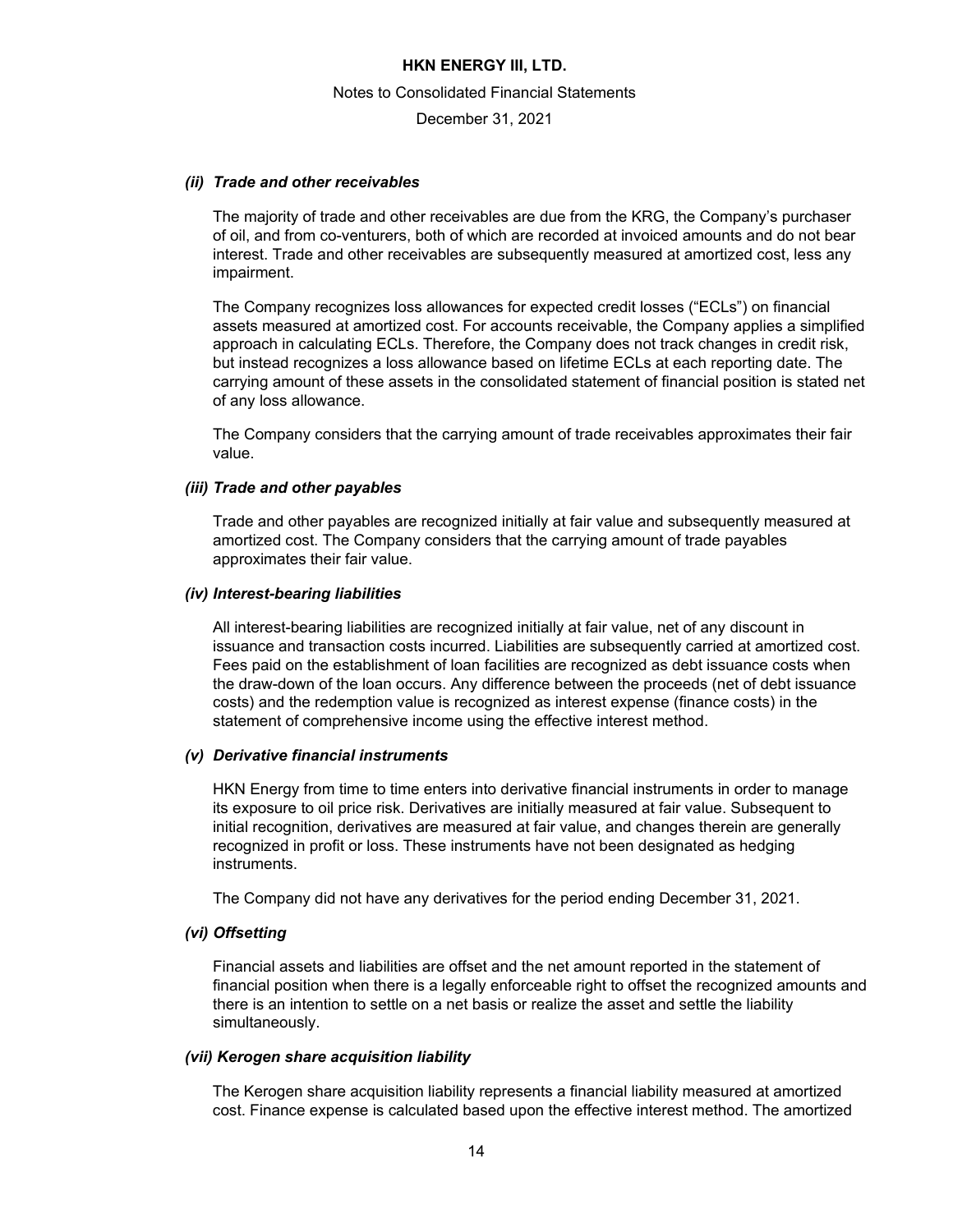#### *(ii) Trade and other receivables*

The majority of trade and other receivables are due from the KRG, the Company's purchaser of oil, and from co-venturers, both of which are recorded at invoiced amounts and do not bear interest. Trade and other receivables are subsequently measured at amortized cost, less any impairment.

The Company recognizes loss allowances for expected credit losses ("ECLs") on financial assets measured at amortized cost. For accounts receivable, the Company applies a simplified approach in calculating ECLs. Therefore, the Company does not track changes in credit risk, but instead recognizes a loss allowance based on lifetime ECLs at each reporting date. The carrying amount of these assets in the consolidated statement of financial position is stated net of any loss allowance.

The Company considers that the carrying amount of trade receivables approximates their fair value.

#### *(iii) Trade and other payables*

Trade and other payables are recognized initially at fair value and subsequently measured at amortized cost. The Company considers that the carrying amount of trade payables approximates their fair value.

#### *(iv) Interest-bearing liabilities*

All interest-bearing liabilities are recognized initially at fair value, net of any discount in issuance and transaction costs incurred. Liabilities are subsequently carried at amortized cost. Fees paid on the establishment of loan facilities are recognized as debt issuance costs when the draw-down of the loan occurs. Any difference between the proceeds (net of debt issuance costs) and the redemption value is recognized as interest expense (finance costs) in the statement of comprehensive income using the effective interest method.

#### *(v) Derivative financial instruments*

HKN Energy from time to time enters into derivative financial instruments in order to manage its exposure to oil price risk. Derivatives are initially measured at fair value. Subsequent to initial recognition, derivatives are measured at fair value, and changes therein are generally recognized in profit or loss. These instruments have not been designated as hedging instruments.

The Company did not have any derivatives for the period ending December 31, 2021.

#### *(vi) Offsetting*

Financial assets and liabilities are offset and the net amount reported in the statement of financial position when there is a legally enforceable right to offset the recognized amounts and there is an intention to settle on a net basis or realize the asset and settle the liability simultaneously.

#### *(vii) Kerogen share acquisition liability*

The Kerogen share acquisition liability represents a financial liability measured at amortized cost. Finance expense is calculated based upon the effective interest method. The amortized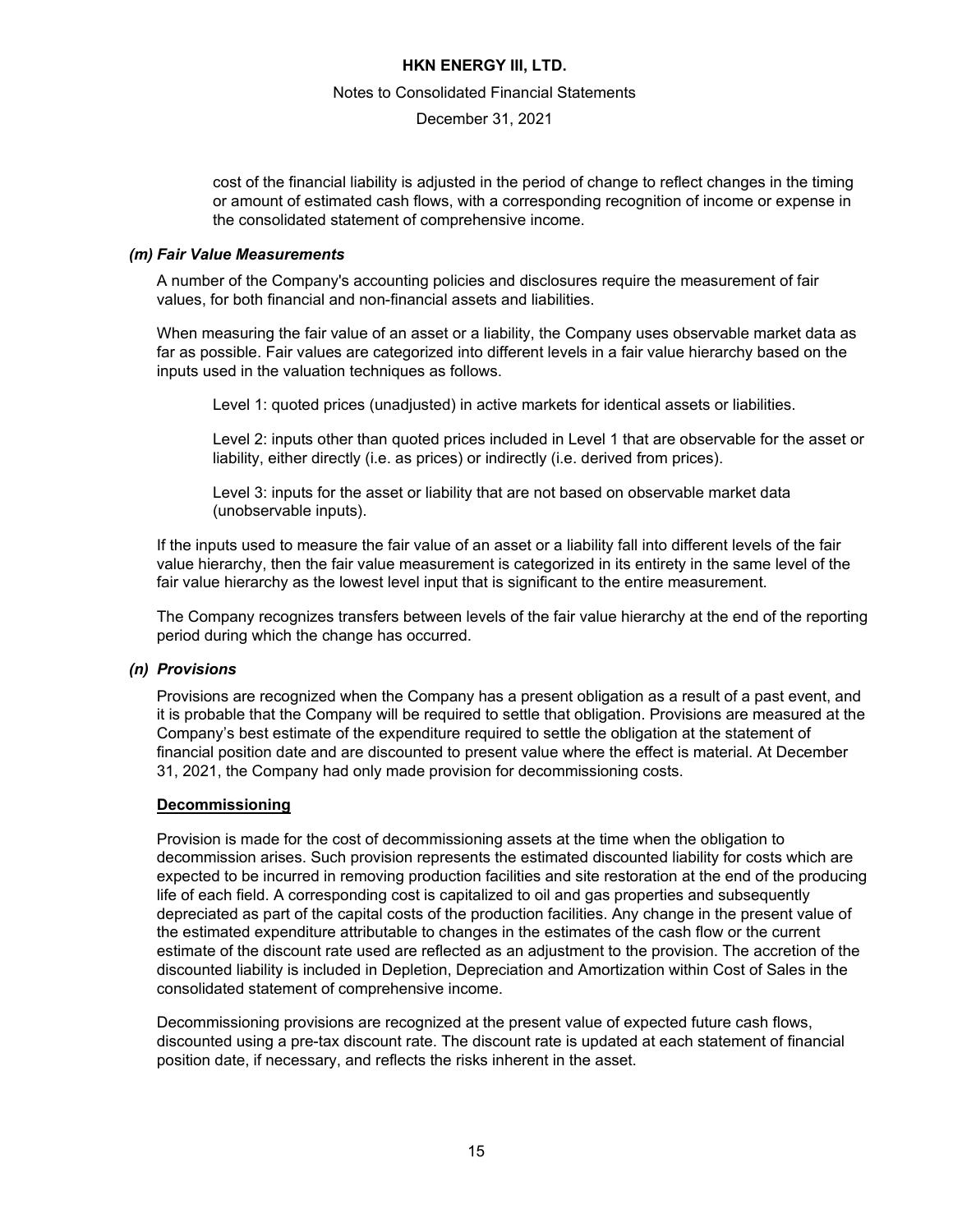cost of the financial liability is adjusted in the period of change to reflect changes in the timing or amount of estimated cash flows, with a corresponding recognition of income or expense in the consolidated statement of comprehensive income.

### *(m) Fair Value Measurements*

A number of the Company's accounting policies and disclosures require the measurement of fair values, for both financial and non-financial assets and liabilities.

When measuring the fair value of an asset or a liability, the Company uses observable market data as far as possible. Fair values are categorized into different levels in a fair value hierarchy based on the inputs used in the valuation techniques as follows.

Level 1: quoted prices (unadjusted) in active markets for identical assets or liabilities.

Level 2: inputs other than quoted prices included in Level 1 that are observable for the asset or liability, either directly (i.e. as prices) or indirectly (i.e. derived from prices).

Level 3: inputs for the asset or liability that are not based on observable market data (unobservable inputs).

If the inputs used to measure the fair value of an asset or a liability fall into different levels of the fair value hierarchy, then the fair value measurement is categorized in its entirety in the same level of the fair value hierarchy as the lowest level input that is significant to the entire measurement.

The Company recognizes transfers between levels of the fair value hierarchy at the end of the reporting period during which the change has occurred.

### *(n) Provisions*

Provisions are recognized when the Company has a present obligation as a result of a past event, and it is probable that the Company will be required to settle that obligation. Provisions are measured at the Company's best estimate of the expenditure required to settle the obligation at the statement of financial position date and are discounted to present value where the effect is material. At December 31, 2021, the Company had only made provision for decommissioning costs.

**Decommissioning**

Provision is made for the cost of decommissioning assets at the time when the obligation to decommission arises. Such provision represents the estimated discounted liability for costs which are expected to be incurred in removing production facilities and site restoration at the end of the producing life of each field. A corresponding cost is capitalized to oil and gas properties and subsequently depreciated as part of the capital costs of the production facilities. Any change in the present value of the estimated expenditure attributable to changes in the estimates of the cash flow or the current estimate of the discount rate used are reflected as an adjustment to the provision. The accretion of the discounted liability is included in Depletion, Depreciation and Amortization within Cost of Sales in the consolidated statement of comprehensive income.

Decommissioning provisions are recognized at the present value of expected future cash flows, discounted using a pre-tax discount rate. The discount rate is updated at each statement of financial position date, if necessary, and reflects the risks inherent in the asset.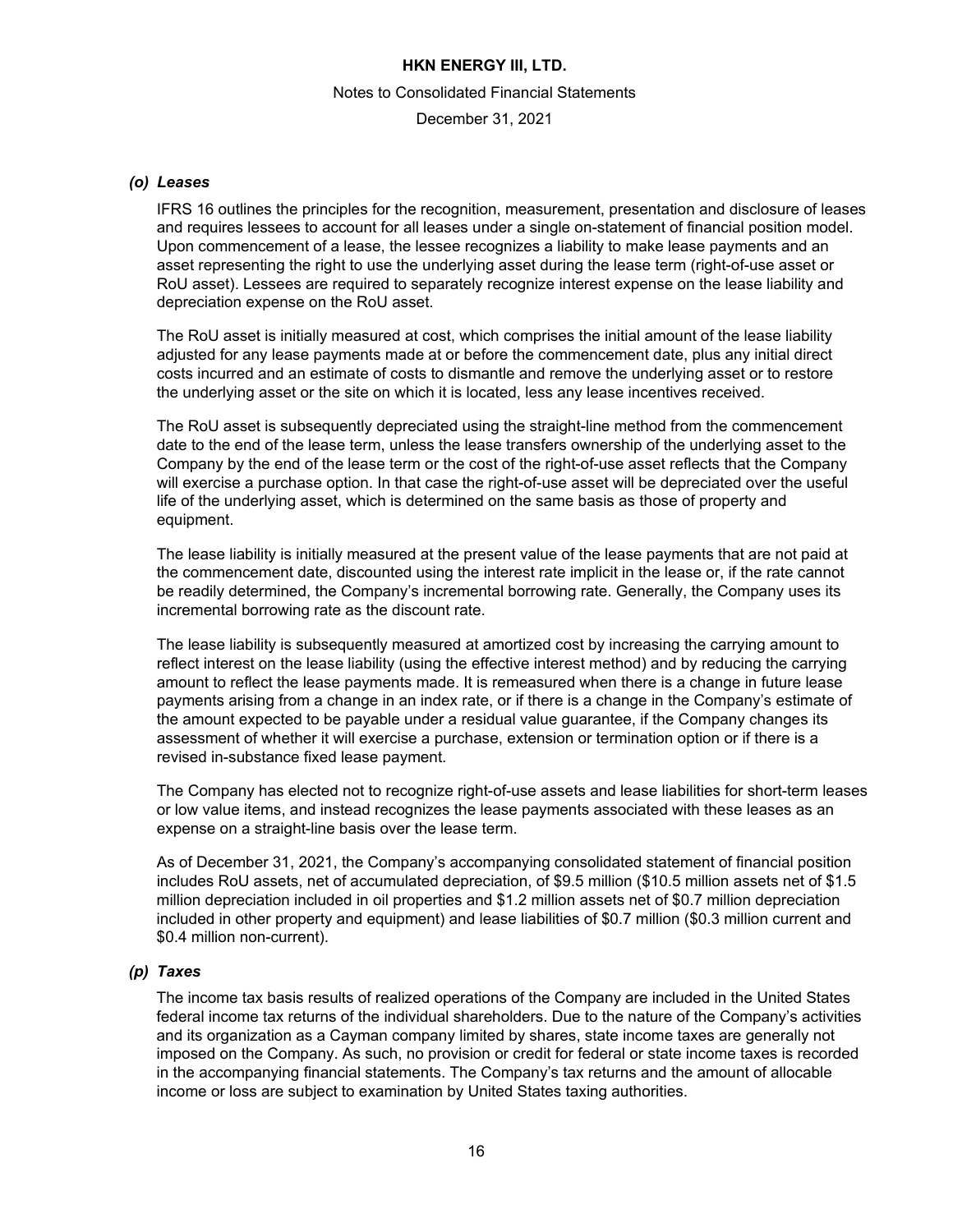### *(o) Leases*

IFRS 16 outlines the principles for the recognition, measurement, presentation and disclosure of leases and requires lessees to account for all leases under a single on-statement of financial position model. Upon commencement of a lease, the lessee recognizes a liability to make lease payments and an asset representing the right to use the underlying asset during the lease term (right-of-use asset or RoU asset). Lessees are required to separately recognize interest expense on the lease liability and depreciation expense on the RoU asset.

The RoU asset is initially measured at cost, which comprises the initial amount of the lease liability adjusted for any lease payments made at or before the commencement date, plus any initial direct costs incurred and an estimate of costs to dismantle and remove the underlying asset or to restore the underlying asset or the site on which it is located, less any lease incentives received.

The RoU asset is subsequently depreciated using the straight-line method from the commencement date to the end of the lease term, unless the lease transfers ownership of the underlying asset to the Company by the end of the lease term or the cost of the right-of-use asset reflects that the Company will exercise a purchase option. In that case the right-of-use asset will be depreciated over the useful life of the underlying asset, which is determined on the same basis as those of property and equipment.

The lease liability is initially measured at the present value of the lease payments that are not paid at the commencement date, discounted using the interest rate implicit in the lease or, if the rate cannot be readily determined, the Company's incremental borrowing rate. Generally, the Company uses its incremental borrowing rate as the discount rate.

The lease liability is subsequently measured at amortized cost by increasing the carrying amount to reflect interest on the lease liability (using the effective interest method) and by reducing the carrying amount to reflect the lease payments made. It is remeasured when there is a change in future lease payments arising from a change in an index rate, or if there is a change in the Company's estimate of the amount expected to be payable under a residual value guarantee, if the Company changes its assessment of whether it will exercise a purchase, extension or termination option or if there is a revised in-substance fixed lease payment.

The Company has elected not to recognize right-of-use assets and lease liabilities for short-term leases or low value items, and instead recognizes the lease payments associated with these leases as an expense on a straight-line basis over the lease term.

As of December 31, 2021, the Company's accompanying consolidated statement of financial position includes RoU assets, net of accumulated depreciation, of $9.5 million ($10.5 million assets net of $1.5 million depreciation included in oil properties and $1.2 million assets net of $0.7 million depreciation included in other property and equipment) and lease liabilities of $0.7 million ($0.3 million current and $0.4 million non-current).

### *(p) Taxes*

The income tax basis results of realized operations of the Company are included in the United States federal income tax returns of the individual shareholders. Due to the nature of the Company's activities and its organization as a Cayman company limited by shares, state income taxes are generally not imposed on the Company. As such, no provision or credit for federal or state income taxes is recorded in the accompanying financial statements. The Company's tax returns and the amount of allocable income or loss are subject to examination by United States taxing authorities.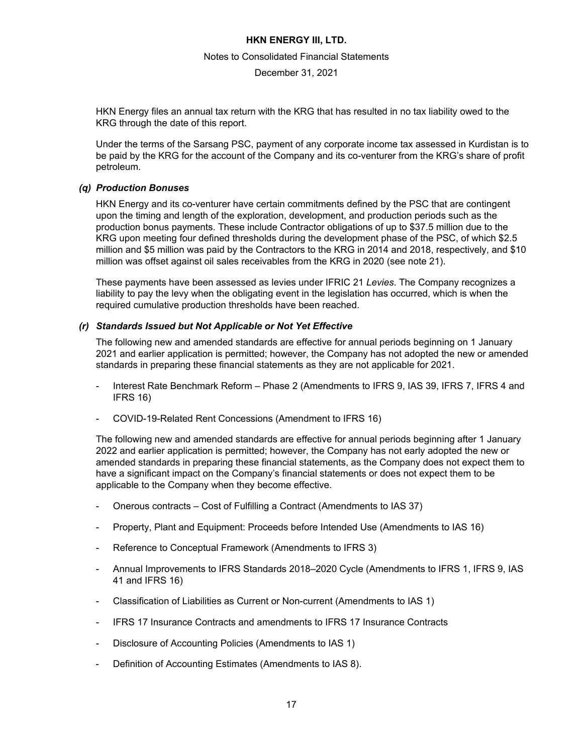HKN Energy files an annual tax return with the KRG that has resulted in no tax liability owed to the KRG through the date of this report.

Under the terms of the Sarsang PSC, payment of any corporate income tax assessed in Kurdistan is to be paid by the KRG for the account of the Company and its co-venturer from the KRG's share of profit petroleum.

### *(q) Production Bonuses*

HKN Energy and its co-venturer have certain commitments defined by the PSC that are contingent upon the timing and length of the exploration, development, and production periods such as the production bonus payments. These include Contractor obligations of up to \$37.5 million due to the KRG upon meeting four defined thresholds during the development phase of the PSC, of which \$2.5 million and \$5 million was paid by the Contractors to the KRG in 2014 and 2018, respectively, and \$10 million was offset against oil sales receivables from the KRG in 2020 (see note 21).

These payments have been assessed as levies under IFRIC 21 *Levies*. The Company recognizes a liability to pay the levy when the obligating event in the legislation has occurred, which is when the required cumulative production thresholds have been reached.

### *(r) Standards Issued but Not Applicable or Not Yet Effective*

The following new and amended standards are effective for annual periods beginning on 1 January 2021 and earlier application is permitted; however, the Company has not adopted the new or amended standards in preparing these financial statements as they are not applicable for 2021.

- Interest Rate Benchmark Reform – Phase 2 (Amendments to IFRS 9, IAS 39, IFRS 7, IFRS 4 and IFRS 16)
- COVID-19-Related Rent Concessions (Amendment to IFRS 16)

The following new and amended standards are effective for annual periods beginning after 1 January 2022 and earlier application is permitted; however, the Company has not early adopted the new or amended standards in preparing these financial statements, as the Company does not expect them to have a significant impact on the Company's financial statements or does not expect them to be applicable to the Company when they become effective.

- Onerous contracts – Cost of Fulfilling a Contract (Amendments to IAS 37)
- Property, Plant and Equipment: Proceeds before Intended Use (Amendments to IAS 16)
- Reference to Conceptual Framework (Amendments to IFRS 3)
- Annual Improvements to IFRS Standards 2018–2020 Cycle (Amendments to IFRS 1, IFRS 9, IAS 41 and IFRS 16)
- Classification of Liabilities as Current or Non-current (Amendments to IAS 1)
- IFRS 17 Insurance Contracts and amendments to IFRS 17 Insurance Contracts
- Disclosure of Accounting Policies (Amendments to IAS 1)
- Definition of Accounting Estimates (Amendments to IAS 8).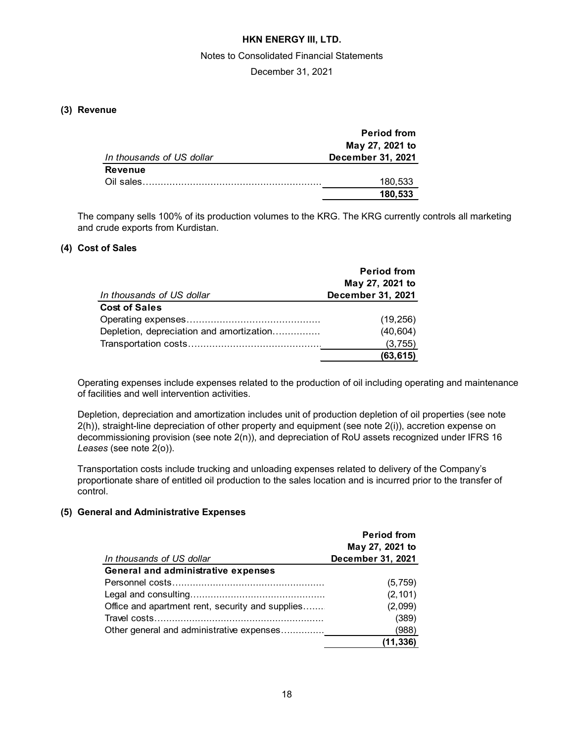**HKN ENERGY III, LTD.**

Notes to Consolidated Financial Statements

December 31, 2021

## (3) Revenue

| *In thousands of US dollar* | Period from May 27, 2021 to December 31, 2021 |
|---|---|
| **Revenue** | |
| Oil sales | 180,533 |
| | **180,533** |

The company sells 100% of its production volumes to the KRG. The KRG currently controls all marketing and crude exports from Kurdistan.

## (4) Cost of Sales

| *In thousands of US dollar* | Period from May 27, 2021 to December 31, 2021 |
|---|---|
| **Cost of Sales** | |
| Operating expenses | (19,256) |
| Depletion, depreciation and amortization | (40,604) |
| Transportation costs | (3,755) |
| | **(63,615)** |

Operating expenses include expenses related to the production of oil including operating and maintenance of facilities and well intervention activities.

Depletion, depreciation and amortization includes unit of production depletion of oil properties (see note 2(h)), straight-line depreciation of other property and equipment (see note 2(i)), accretion expense on decommissioning provision (see note 2(n)), and depreciation of RoU assets recognized under IFRS 16 *Leases* (see note 2(o)).

Transportation costs include trucking and unloading expenses related to delivery of the Company's proportionate share of entitled oil production to the sales location and is incurred prior to the transfer of control.

## (5) General and Administrative Expenses

| *In thousands of US dollar* | Period from May 27, 2021 to December 31, 2021 |
|---|---|
| **General and administrative expenses** | |
| Personnel costs | (5,759) |
| Legal and consulting | (2,101) |
| Office and apartment rent, security and supplies | (2,099) |
| Travel costs | (389) |
| Other general and administrative expenses | (988) |
| | **(11,336)** |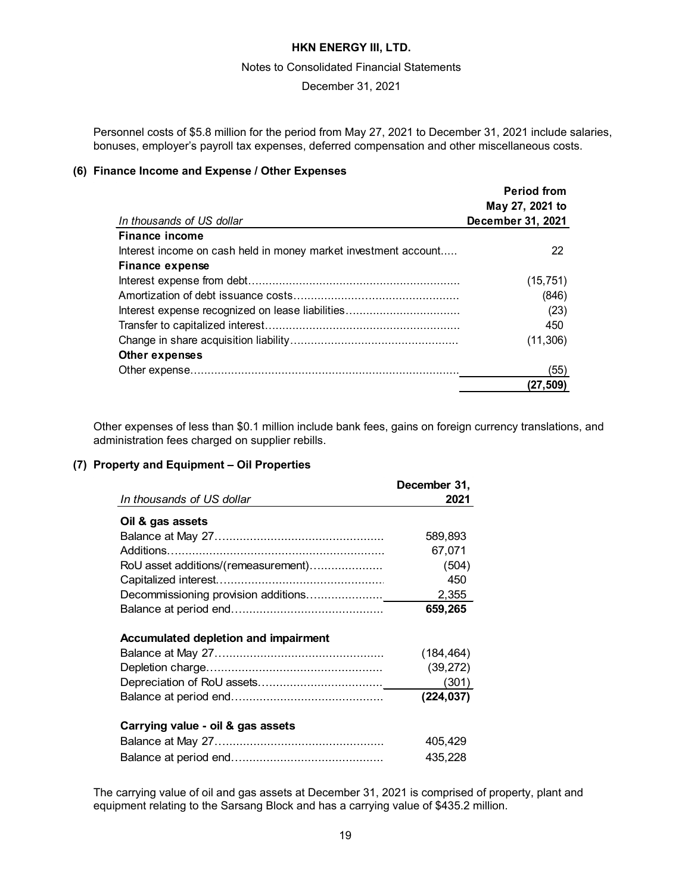Personnel costs of $5.8 million for the period from May 27, 2021 to December 31, 2021 include salaries, bonuses, employer's payroll tax expenses, deferred compensation and other miscellaneous costs.

### (6) Finance Income and Expense / Other Expenses

| *In thousands of US dollar* | Period from May 27, 2021 to December 31, 2021 |
|---|---|
| **Finance income** | |
| Interest income on cash held in money market investment account | 22 |
| **Finance expense** | |
| Interest expense from debt | (15,751) |
| Amortization of debt issuance costs | (846) |
| Interest expense recognized on lease liabilities | (23) |
| Transfer to capitalized interest | 450 |
| Change in share acquisition liability | (11,306) |
| **Other expenses** | |
| Other expense | (55) |
| | **(27,509)** |

Other expenses of less than $0.1 million include bank fees, gains on foreign currency translations, and administration fees charged on supplier rebills.

### (7) Property and Equipment – Oil Properties

| *In thousands of US dollar* | December 31, 2021 |
|---|---|
| **Oil & gas assets** | |
| Balance at May 27 | 589,893 |
| Additions | 67,071 |
| RoU asset additions/(remeasurement) | (504) |
| Capitalized interest | 450 |
| Decommissioning provision additions | 2,355 |
| Balance at period end | **659,265** |
| | |
| **Accumulated depletion and impairment** | |
| Balance at May 27 | (184,464) |
| Depletion charge | (39,272) |
| Depreciation of RoU assets | (301) |
| Balance at period end | **(224,037)** |
| | |
| **Carrying value - oil & gas assets** | |
| Balance at May 27 | 405,429 |
| Balance at period end | 435,228 |

The carrying value of oil and gas assets at December 31, 2021 is comprised of property, plant and equipment relating to the Sarsang Block and has a carrying value of $435.2 million.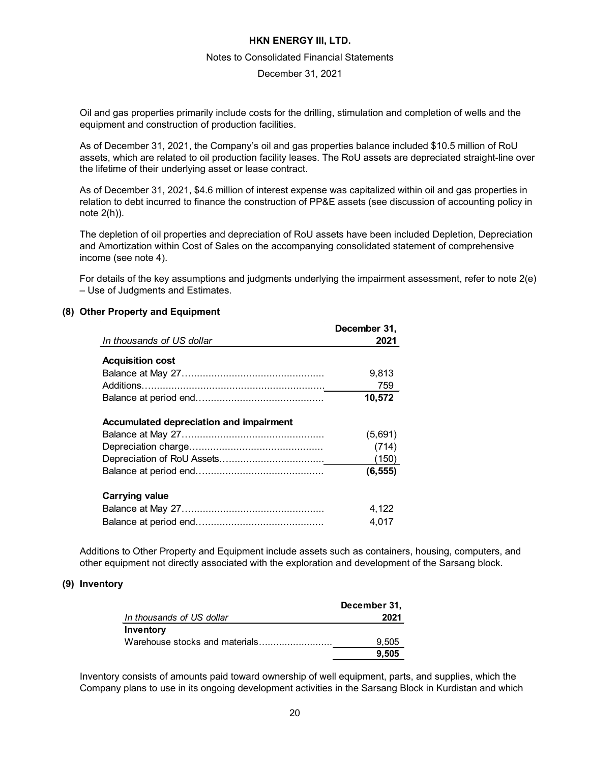Oil and gas properties primarily include costs for the drilling, stimulation and completion of wells and the equipment and construction of production facilities.

As of December 31, 2021, the Company's oil and gas properties balance included $10.5 million of RoU assets, which are related to oil production facility leases. The RoU assets are depreciated straight-line over the lifetime of their underlying asset or lease contract.

As of December 31, 2021, $4.6 million of interest expense was capitalized within oil and gas properties in relation to debt incurred to finance the construction of PP&E assets (see discussion of accounting policy in note 2(h)).

The depletion of oil properties and depreciation of RoU assets have been included Depletion, Depreciation and Amortization within Cost of Sales on the accompanying consolidated statement of comprehensive income (see note 4).

For details of the key assumptions and judgments underlying the impairment assessment, refer to note 2(e) – Use of Judgments and Estimates.

## (8) Other Property and Equipment

| *In thousands of US dollar* | December 31, 2021 |
|---|---|
| **Acquisition cost** | |
| Balance at May 27 | 9,813 |
| Additions | 759 |
| Balance at period end | **10,572** |
| **Accumulated depreciation and impairment** | |
| Balance at May 27 | (5,691) |
| Depreciation charge | (714) |
| Depreciation of RoU Assets | (150) |
| Balance at period end | **(6,555)** |
| **Carrying value** | |
| Balance at May 27 | 4,122 |
| Balance at period end | 4,017 |

Additions to Other Property and Equipment include assets such as containers, housing, computers, and other equipment not directly associated with the exploration and development of the Sarsang block.

## (9) Inventory

| *In thousands of US dollar* | December 31, 2021 |
|---|---|
| **Inventory** | |
| Warehouse stocks and materials | 9,505 |
| | **9,505** |

Inventory consists of amounts paid toward ownership of well equipment, parts, and supplies, which the Company plans to use in its ongoing development activities in the Sarsang Block in Kurdistan and which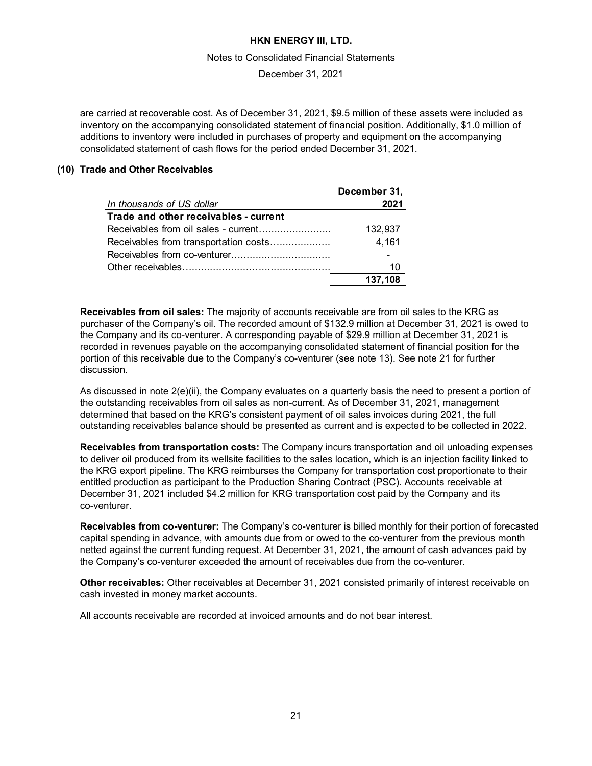are carried at recoverable cost. As of December 31, 2021, $9.5 million of these assets were included as inventory on the accompanying consolidated statement of financial position. Additionally, $1.0 million of additions to inventory were included in purchases of property and equipment on the accompanying consolidated statement of cash flows for the period ended December 31, 2021.

## (10) Trade and Other Receivables

| *In thousands of US dollar* | December 31, 2021 |
|---|---|
| **Trade and other receivables - current** | |
| Receivables from oil sales - current | 132,937 |
| Receivables from transportation costs | 4,161 |
| Receivables from co-venturer | - |
| Other receivables | 10 |
| | **137,108** |

**Receivables from oil sales:** The majority of accounts receivable are from oil sales to the KRG as purchaser of the Company's oil. The recorded amount of $132.9 million at December 31, 2021 is owed to the Company and its co-venturer. A corresponding payable of $29.9 million at December 31, 2021 is recorded in revenues payable on the accompanying consolidated statement of financial position for the portion of this receivable due to the Company's co-venturer (see note 13). See note 21 for further discussion.

As discussed in note 2(e)(ii), the Company evaluates on a quarterly basis the need to present a portion of the outstanding receivables from oil sales as non-current. As of December 31, 2021, management determined that based on the KRG's consistent payment of oil sales invoices during 2021, the full outstanding receivables balance should be presented as current and is expected to be collected in 2022.

**Receivables from transportation costs:** The Company incurs transportation and oil unloading expenses to deliver oil produced from its wellsite facilities to the sales location, which is an injection facility linked to the KRG export pipeline. The KRG reimburses the Company for transportation cost proportionate to their entitled production as participant to the Production Sharing Contract (PSC). Accounts receivable at December 31, 2021 included $4.2 million for KRG transportation cost paid by the Company and its co-venturer.

**Receivables from co-venturer:** The Company's co-venturer is billed monthly for their portion of forecasted capital spending in advance, with amounts due from or owed to the co-venturer from the previous month netted against the current funding request. At December 31, 2021, the amount of cash advances paid by the Company's co-venturer exceeded the amount of receivables due from the co-venturer.

**Other receivables:** Other receivables at December 31, 2021 consisted primarily of interest receivable on cash invested in money market accounts.

All accounts receivable are recorded at invoiced amounts and do not bear interest.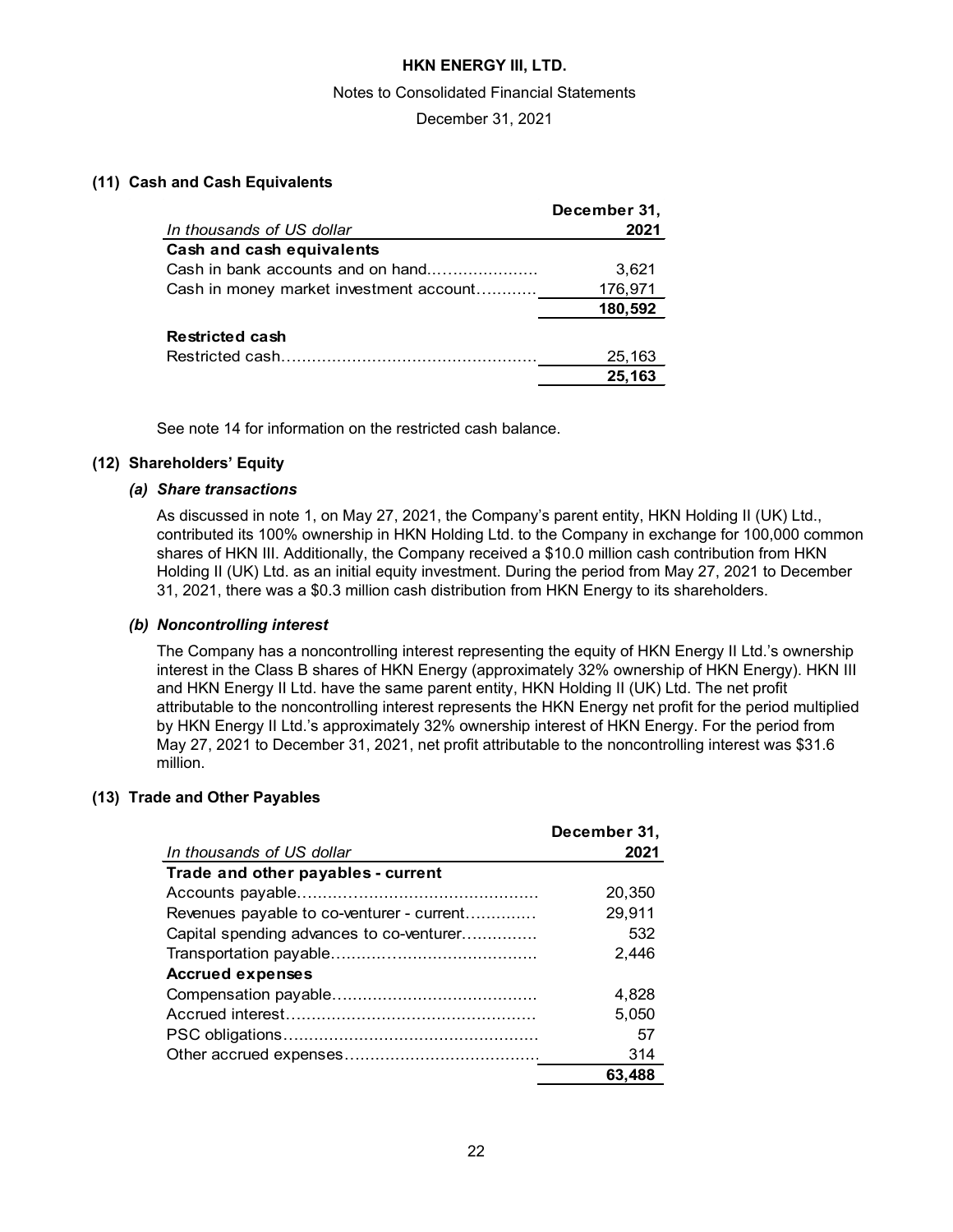# HKN ENERGY III, LTD.

Notes to Consolidated Financial Statements

December 31, 2021

## (11) Cash and Cash Equivalents

| *In thousands of US dollar* | December 31, 2021 |
|---|---|
| **Cash and cash equivalents** | |
| Cash in bank accounts and on hand | 3,621 |
| Cash in money market investment account | 176,971 |
| | **180,592** |
| **Restricted cash** | |
| Restricted cash | 25,163 |
| | **25,163** |

See note 14 for information on the restricted cash balance.

## (12) Shareholders' Equity

### *(a) Share transactions*

As discussed in note 1, on May 27, 2021, the Company's parent entity, HKN Holding II (UK) Ltd., contributed its 100% ownership in HKN Holding Ltd. to the Company in exchange for 100,000 common shares of HKN III. Additionally, the Company received a $10.0 million cash contribution from HKN Holding II (UK) Ltd. as an initial equity investment. During the period from May 27, 2021 to December 31, 2021, there was a $0.3 million cash distribution from HKN Energy to its shareholders.

### *(b) Noncontrolling interest*

The Company has a noncontrolling interest representing the equity of HKN Energy II Ltd.'s ownership interest in the Class B shares of HKN Energy (approximately 32% ownership of HKN Energy). HKN III and HKN Energy II Ltd. have the same parent entity, HKN Holding II (UK) Ltd. The net profit attributable to the noncontrolling interest represents the HKN Energy net profit for the period multiplied by HKN Energy II Ltd.'s approximately 32% ownership interest of HKN Energy. For the period from May 27, 2021 to December 31, 2021, net profit attributable to the noncontrolling interest was $31.6 million.

## (13) Trade and Other Payables

| *In thousands of US dollar* | December 31, 2021 |
|---|---|
| **Trade and other payables - current** | |
| Accounts payable | 20,350 |
| Revenues payable to co-venturer - current | 29,911 |
| Capital spending advances to co-venturer | 532 |
| Transportation payable | 2,446 |
| **Accrued expenses** | |
| Compensation payable | 4,828 |
| Accrued interest | 5,050 |
| PSC obligations | 57 |
| Other accrued expenses | 314 |
| | **63,488** |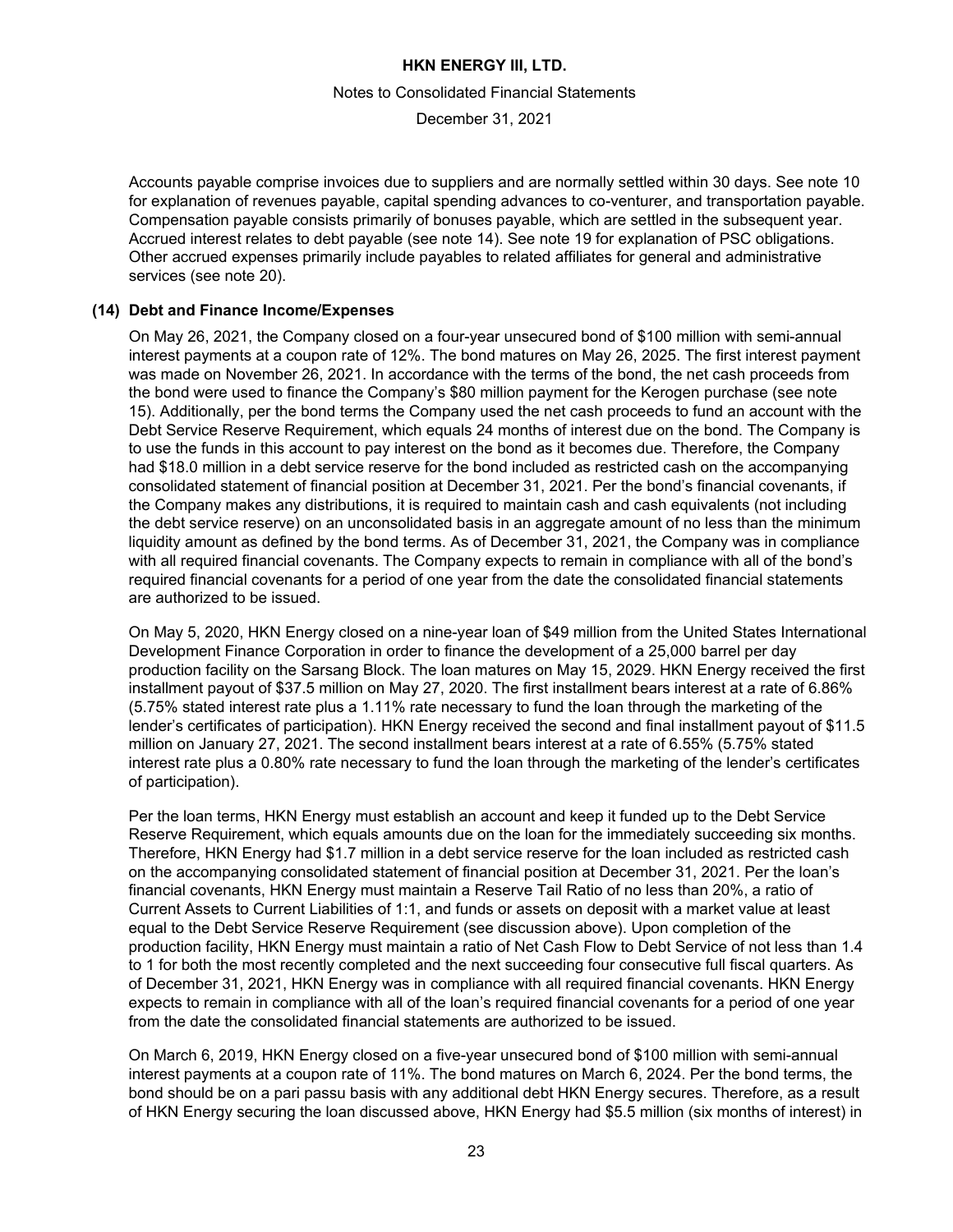Accounts payable comprise invoices due to suppliers and are normally settled within 30 days. See note 10 for explanation of revenues payable, capital spending advances to co-venturer, and transportation payable. Compensation payable consists primarily of bonuses payable, which are settled in the subsequent year. Accrued interest relates to debt payable (see note 14). See note 19 for explanation of PSC obligations. Other accrued expenses primarily include payables to related affiliates for general and administrative services (see note 20).

## (14) Debt and Finance Income/Expenses

On May 26, 2021, the Company closed on a four-year unsecured bond of $100 million with semi-annual interest payments at a coupon rate of 12%. The bond matures on May 26, 2025. The first interest payment was made on November 26, 2021. In accordance with the terms of the bond, the net cash proceeds from the bond were used to finance the Company's $80 million payment for the Kerogen purchase (see note 15). Additionally, per the bond terms the Company used the net cash proceeds to fund an account with the Debt Service Reserve Requirement, which equals 24 months of interest due on the bond. The Company is to use the funds in this account to pay interest on the bond as it becomes due. Therefore, the Company had $18.0 million in a debt service reserve for the bond included as restricted cash on the accompanying consolidated statement of financial position at December 31, 2021. Per the bond's financial covenants, if the Company makes any distributions, it is required to maintain cash and cash equivalents (not including the debt service reserve) on an unconsolidated basis in an aggregate amount of no less than the minimum liquidity amount as defined by the bond terms. As of December 31, 2021, the Company was in compliance with all required financial covenants. The Company expects to remain in compliance with all of the bond's required financial covenants for a period of one year from the date the consolidated financial statements are authorized to be issued.

On May 5, 2020, HKN Energy closed on a nine-year loan of $49 million from the United States International Development Finance Corporation in order to finance the development of a 25,000 barrel per day production facility on the Sarsang Block. The loan matures on May 15, 2029. HKN Energy received the first installment payout of $37.5 million on May 27, 2020. The first installment bears interest at a rate of 6.86% (5.75% stated interest rate plus a 1.11% rate necessary to fund the loan through the marketing of the lender's certificates of participation). HKN Energy received the second and final installment payout of $11.5 million on January 27, 2021. The second installment bears interest at a rate of 6.55% (5.75% stated interest rate plus a 0.80% rate necessary to fund the loan through the marketing of the lender's certificates of participation).

Per the loan terms, HKN Energy must establish an account and keep it funded up to the Debt Service Reserve Requirement, which equals amounts due on the loan for the immediately succeeding six months. Therefore, HKN Energy had $1.7 million in a debt service reserve for the loan included as restricted cash on the accompanying consolidated statement of financial position at December 31, 2021. Per the loan's financial covenants, HKN Energy must maintain a Reserve Tail Ratio of no less than 20%, a ratio of Current Assets to Current Liabilities of 1:1, and funds or assets on deposit with a market value at least equal to the Debt Service Reserve Requirement (see discussion above). Upon completion of the production facility, HKN Energy must maintain a ratio of Net Cash Flow to Debt Service of not less than 1.4 to 1 for both the most recently completed and the next succeeding four consecutive full fiscal quarters. As of December 31, 2021, HKN Energy was in compliance with all required financial covenants. HKN Energy expects to remain in compliance with all of the loan's required financial covenants for a period of one year from the date the consolidated financial statements are authorized to be issued.

On March 6, 2019, HKN Energy closed on a five-year unsecured bond of $100 million with semi-annual interest payments at a coupon rate of 11%. The bond matures on March 6, 2024. Per the bond terms, the bond should be on a pari passu basis with any additional debt HKN Energy secures. Therefore, as a result of HKN Energy securing the loan discussed above, HKN Energy had $5.5 million (six months of interest) in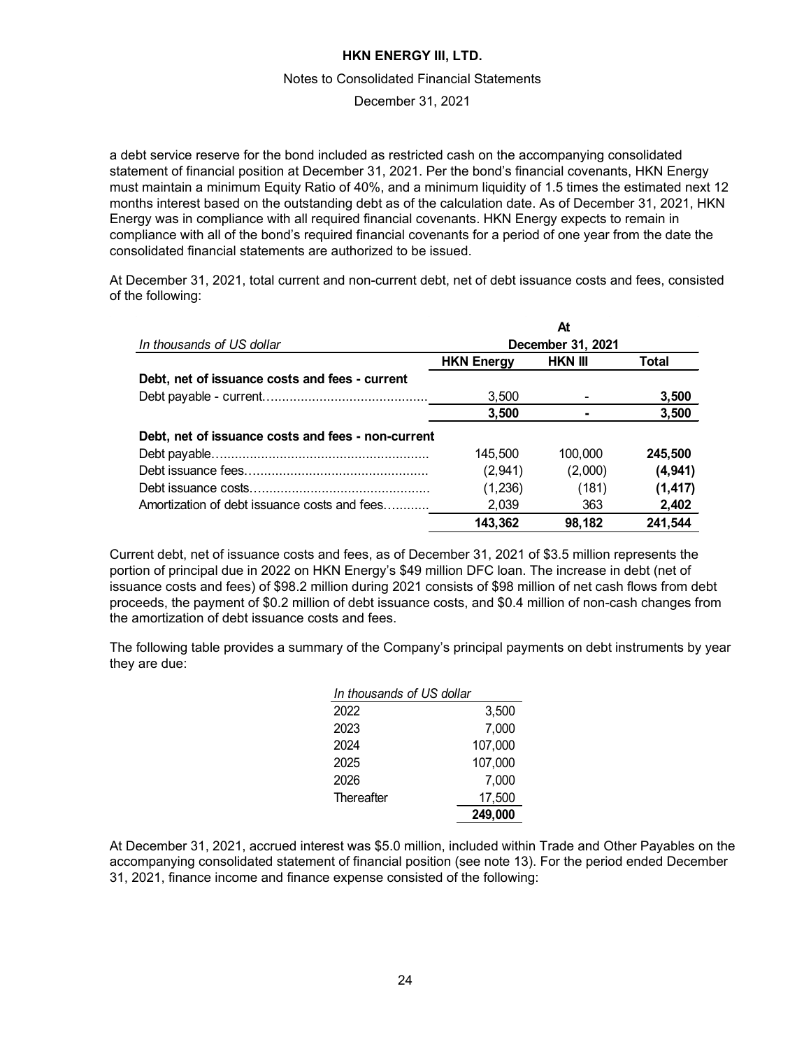a debt service reserve for the bond included as restricted cash on the accompanying consolidated statement of financial position at December 31, 2021. Per the bond's financial covenants, HKN Energy must maintain a minimum Equity Ratio of 40%, and a minimum liquidity of 1.5 times the estimated next 12 months interest based on the outstanding debt as of the calculation date. As of December 31, 2021, HKN Energy was in compliance with all required financial covenants. HKN Energy expects to remain in compliance with all of the bond's required financial covenants for a period of one year from the date the consolidated financial statements are authorized to be issued.

At December 31, 2021, total current and non-current debt, net of debt issuance costs and fees, consisted of the following:

| *In thousands of US dollar* | At December 31, 2021 | | |
|---|---|---|---|
| | **HKN Energy** | **HKN III** | **Total** |
| **Debt, net of issuance costs and fees - current** | | | |
| Debt payable - current | 3,500 | - | **3,500** |
| | **3,500** | **-** | **3,500** |
| **Debt, net of issuance costs and fees - non-current** | | | |
| Debt payable | 145,500 | 100,000 | **245,500** |
| Debt issuance fees | (2,941) | (2,000) | **(4,941)** |
| Debt issuance costs | (1,236) | (181) | **(1,417)** |
| Amortization of debt issuance costs and fees | 2,039 | 363 | **2,402** |
| | **143,362** | **98,182** | **241,544** |

Current debt, net of issuance costs and fees, as of December 31, 2021 of \$3.5 million represents the portion of principal due in 2022 on HKN Energy's \$49 million DFC loan. The increase in debt (net of issuance costs and fees) of \$98.2 million during 2021 consists of \$98 million of net cash flows from debt proceeds, the payment of \$0.2 million of debt issuance costs, and \$0.4 million of non-cash changes from the amortization of debt issuance costs and fees.

The following table provides a summary of the Company's principal payments on debt instruments by year they are due:

| *In thousands of US dollar* | |
|---|---|
| 2022 | 3,500 |
| 2023 | 7,000 |
| 2024 | 107,000 |
| 2025 | 107,000 |
| 2026 | 7,000 |
| Thereafter | 17,500 |
| | **249,000** |

At December 31, 2021, accrued interest was \$5.0 million, included within Trade and Other Payables on the accompanying consolidated statement of financial position (see note 13). For the period ended December 31, 2021, finance income and finance expense consisted of the following: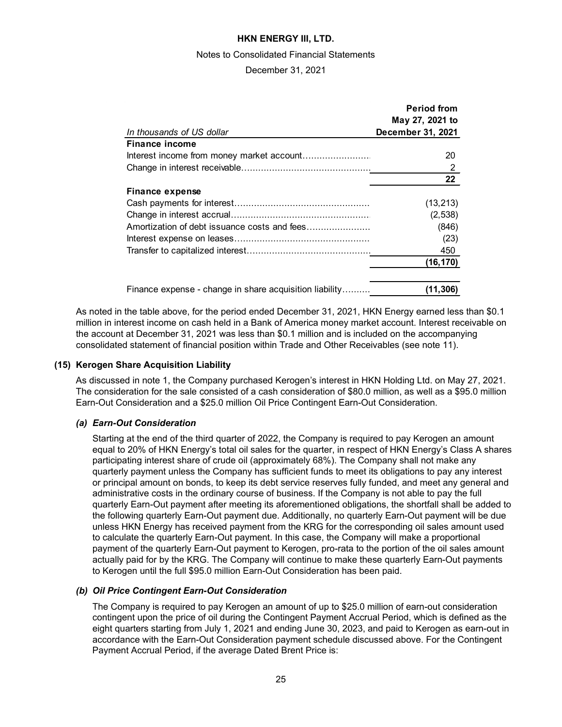| In thousands of US dollar | Period from May 27, 2021 to December 31, 2021 |
|---|---|
| **Finance income** | |
| Interest income from money market account | 20 |
| Change in interest receivable | 2 |
| | **22** |
| **Finance expense** | |
| Cash payments for interest | (13,213) |
| Change in interest accrual | (2,538) |
| Amortization of debt issuance costs and fees | (846) |
| Interest expense on leases | (23) |
| Transfer to capitalized interest | 450 |
| | **(16,170)** |
| | |
| Finance expense - change in share acquisition liability | **(11,306)** |

As noted in the table above, for the period ended December 31, 2021, HKN Energy earned less than $0.1 million in interest income on cash held in a Bank of America money market account. Interest receivable on the account at December 31, 2021 was less than $0.1 million and is included on the accompanying consolidated statement of financial position within Trade and Other Receivables (see note 11).

## (15) Kerogen Share Acquisition Liability

As discussed in note 1, the Company purchased Kerogen's interest in HKN Holding Ltd. on May 27, 2021. The consideration for the sale consisted of a cash consideration of $80.0 million, as well as a $95.0 million Earn-Out Consideration and a $25.0 million Oil Price Contingent Earn-Out Consideration.

### *(a) Earn-Out Consideration*

Starting at the end of the third quarter of 2022, the Company is required to pay Kerogen an amount equal to 20% of HKN Energy's total oil sales for the quarter, in respect of HKN Energy's Class A shares participating interest share of crude oil (approximately 68%). The Company shall not make any quarterly payment unless the Company has sufficient funds to meet its obligations to pay any interest or principal amount on bonds, to keep its debt service reserves fully funded, and meet any general and administrative costs in the ordinary course of business. If the Company is not able to pay the full quarterly Earn-Out payment after meeting its aforementioned obligations, the shortfall shall be added to the following quarterly Earn-Out payment due. Additionally, no quarterly Earn-Out payment will be due unless HKN Energy has received payment from the KRG for the corresponding oil sales amount used to calculate the quarterly Earn-Out payment. In this case, the Company will make a proportional payment of the quarterly Earn-Out payment to Kerogen, pro-rata to the portion of the oil sales amount actually paid for by the KRG. The Company will continue to make these quarterly Earn-Out payments to Kerogen until the full $95.0 million Earn-Out Consideration has been paid.

### *(b) Oil Price Contingent Earn-Out Consideration*

The Company is required to pay Kerogen an amount of up to $25.0 million of earn-out consideration contingent upon the price of oil during the Contingent Payment Accrual Period, which is defined as the eight quarters starting from July 1, 2021 and ending June 30, 2023, and paid to Kerogen as earn-out in accordance with the Earn-Out Consideration payment schedule discussed above. For the Contingent Payment Accrual Period, if the average Dated Brent Price is: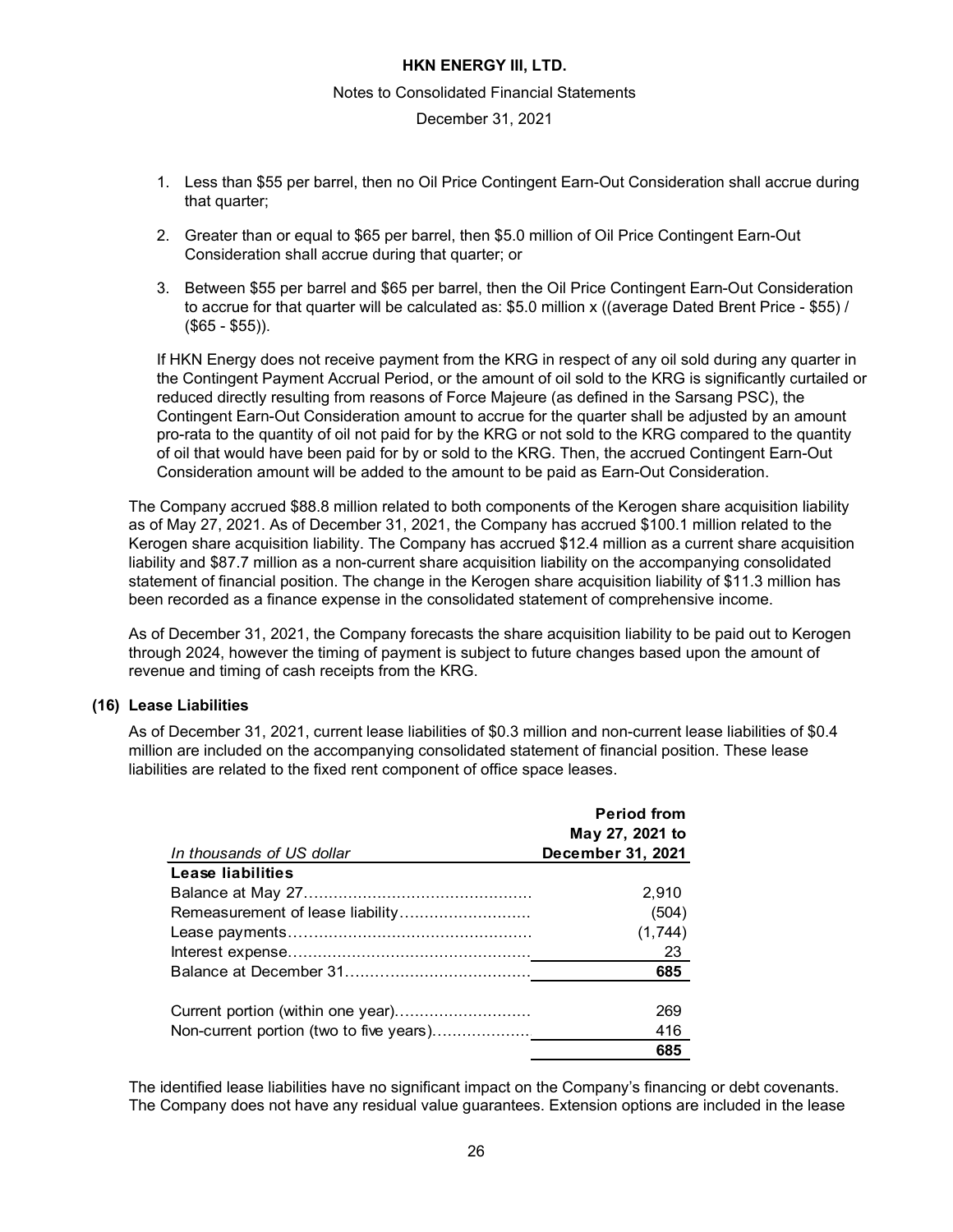1. Less than \$55 per barrel, then no Oil Price Contingent Earn-Out Consideration shall accrue during that quarter;

2. Greater than or equal to \$65 per barrel, then \$5.0 million of Oil Price Contingent Earn-Out Consideration shall accrue during that quarter; or

3. Between \$55 per barrel and \$65 per barrel, then the Oil Price Contingent Earn-Out Consideration to accrue for that quarter will be calculated as: \$5.0 million x ((average Dated Brent Price - \$55) / (\$65 - \$55)).

If HKN Energy does not receive payment from the KRG in respect of any oil sold during any quarter in the Contingent Payment Accrual Period, or the amount of oil sold to the KRG is significantly curtailed or reduced directly resulting from reasons of Force Majeure (as defined in the Sarsang PSC), the Contingent Earn-Out Consideration amount to accrue for the quarter shall be adjusted by an amount pro-rata to the quantity of oil not paid for by the KRG or not sold to the KRG compared to the quantity of oil that would have been paid for by or sold to the KRG. Then, the accrued Contingent Earn-Out Consideration amount will be added to the amount to be paid as Earn-Out Consideration.

The Company accrued \$88.8 million related to both components of the Kerogen share acquisition liability as of May 27, 2021. As of December 31, 2021, the Company has accrued \$100.1 million related to the Kerogen share acquisition liability. The Company has accrued \$12.4 million as a current share acquisition liability and \$87.7 million as a non-current share acquisition liability on the accompanying consolidated statement of financial position. The change in the Kerogen share acquisition liability of \$11.3 million has been recorded as a finance expense in the consolidated statement of comprehensive income.

As of December 31, 2021, the Company forecasts the share acquisition liability to be paid out to Kerogen through 2024, however the timing of payment is subject to future changes based upon the amount of revenue and timing of cash receipts from the KRG.

**(16) Lease Liabilities**

As of December 31, 2021, current lease liabilities of \$0.3 million and non-current lease liabilities of \$0.4 million are included on the accompanying consolidated statement of financial position. These lease liabilities are related to the fixed rent component of office space leases.

| *In thousands of US dollar* | **Period from May 27, 2021 to December 31, 2021** |
|---|---|
| **Lease liabilities** | |
| Balance at May 27 | 2,910 |
| Remeasurement of lease liability | (504) |
| Lease payments | (1,744) |
| Interest expense | 23 |
| Balance at December 31 | **685** |
| | |
| Current portion (within one year) | 269 |
| Non-current portion (two to five years) | 416 |
| | **685** |

The identified lease liabilities have no significant impact on the Company's financing or debt covenants. The Company does not have any residual value guarantees. Extension options are included in the lease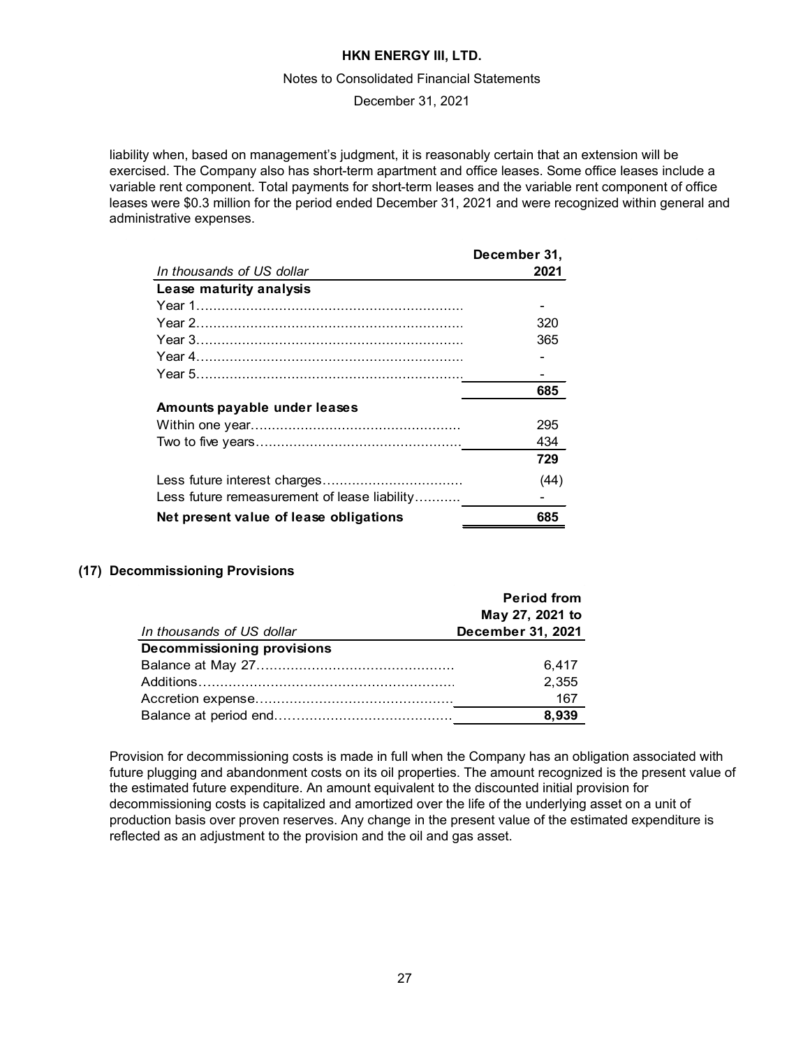liability when, based on management's judgment, it is reasonably certain that an extension will be exercised. The Company also has short-term apartment and office leases. Some office leases include a variable rent component. Total payments for short-term leases and the variable rent component of office leases were \$0.3 million for the period ended December 31, 2021 and were recognized within general and administrative expenses.

| *In thousands of US dollar* | December 31, 2021 |
|---|---|
| **Lease maturity analysis** | |
| Year 1 | - |
| Year 2 | 320 |
| Year 3 | 365 |
| Year 4 | - |
| Year 5 | - |
| | **685** |
| **Amounts payable under leases** | |
| Within one year | 295 |
| Two to five years | 434 |
| | **729** |
| Less future interest charges | (44) |
| Less future remeasurement of lease liability | - |
| **Net present value of lease obligations** | **685** |

### (17) Decommissioning Provisions

| *In thousands of US dollar* | Period from May 27, 2021 to December 31, 2021 |
|---|---|
| **Decommissioning provisions** | |
| Balance at May 27 | 6,417 |
| Additions | 2,355 |
| Accretion expense | 167 |
| Balance at period end | **8,939** |

Provision for decommissioning costs is made in full when the Company has an obligation associated with future plugging and abandonment costs on its oil properties. The amount recognized is the present value of the estimated future expenditure. An amount equivalent to the discounted initial provision for decommissioning costs is capitalized and amortized over the life of the underlying asset on a unit of production basis over proven reserves. Any change in the present value of the estimated expenditure is reflected as an adjustment to the provision and the oil and gas asset.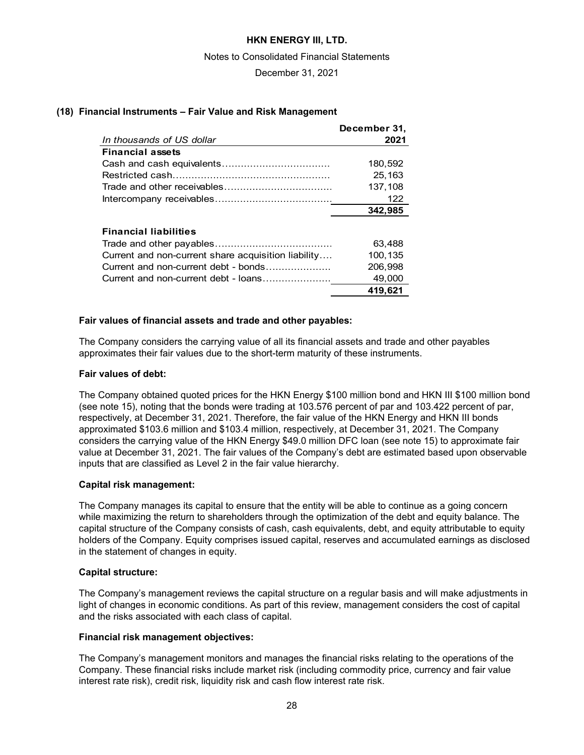## (18) Financial Instruments – Fair Value and Risk Management

| *In thousands of US dollar* | December 31, 2021 |
|---|---|
| **Financial assets** | |
| Cash and cash equivalents | 180,592 |
| Restricted cash | 25,163 |
| Trade and other receivables | 137,108 |
| Intercompany receivables | 122 |
| | **342,985** |
| **Financial liabilities** | |
| Trade and other payables | 63,488 |
| Current and non-current share acquisition liability | 100,135 |
| Current and non-current debt - bonds | 206,998 |
| Current and non-current debt - loans | 49,000 |
| | **419,621** |

**Fair values of financial assets and trade and other payables:**

The Company considers the carrying value of all its financial assets and trade and other payables approximates their fair values due to the short-term maturity of these instruments.

**Fair values of debt:**

The Company obtained quoted prices for the HKN Energy $100 million bond and HKN III $100 million bond (see note 15), noting that the bonds were trading at 103.576 percent of par and 103.422 percent of par, respectively, at December 31, 2021. Therefore, the fair value of the HKN Energy and HKN III bonds approximated $103.6 million and $103.4 million, respectively, at December 31, 2021. The Company considers the carrying value of the HKN Energy $49.0 million DFC loan (see note 15) to approximate fair value at December 31, 2021. The fair values of the Company's debt are estimated based upon observable inputs that are classified as Level 2 in the fair value hierarchy.

**Capital risk management:**

The Company manages its capital to ensure that the entity will be able to continue as a going concern while maximizing the return to shareholders through the optimization of the debt and equity balance. The capital structure of the Company consists of cash, cash equivalents, debt, and equity attributable to equity holders of the Company. Equity comprises issued capital, reserves and accumulated earnings as disclosed in the statement of changes in equity.

**Capital structure:**

The Company's management reviews the capital structure on a regular basis and will make adjustments in light of changes in economic conditions. As part of this review, management considers the cost of capital and the risks associated with each class of capital.

**Financial risk management objectives:**

The Company's management monitors and manages the financial risks relating to the operations of the Company. These financial risks include market risk (including commodity price, currency and fair value interest rate risk), credit risk, liquidity risk and cash flow interest rate risk.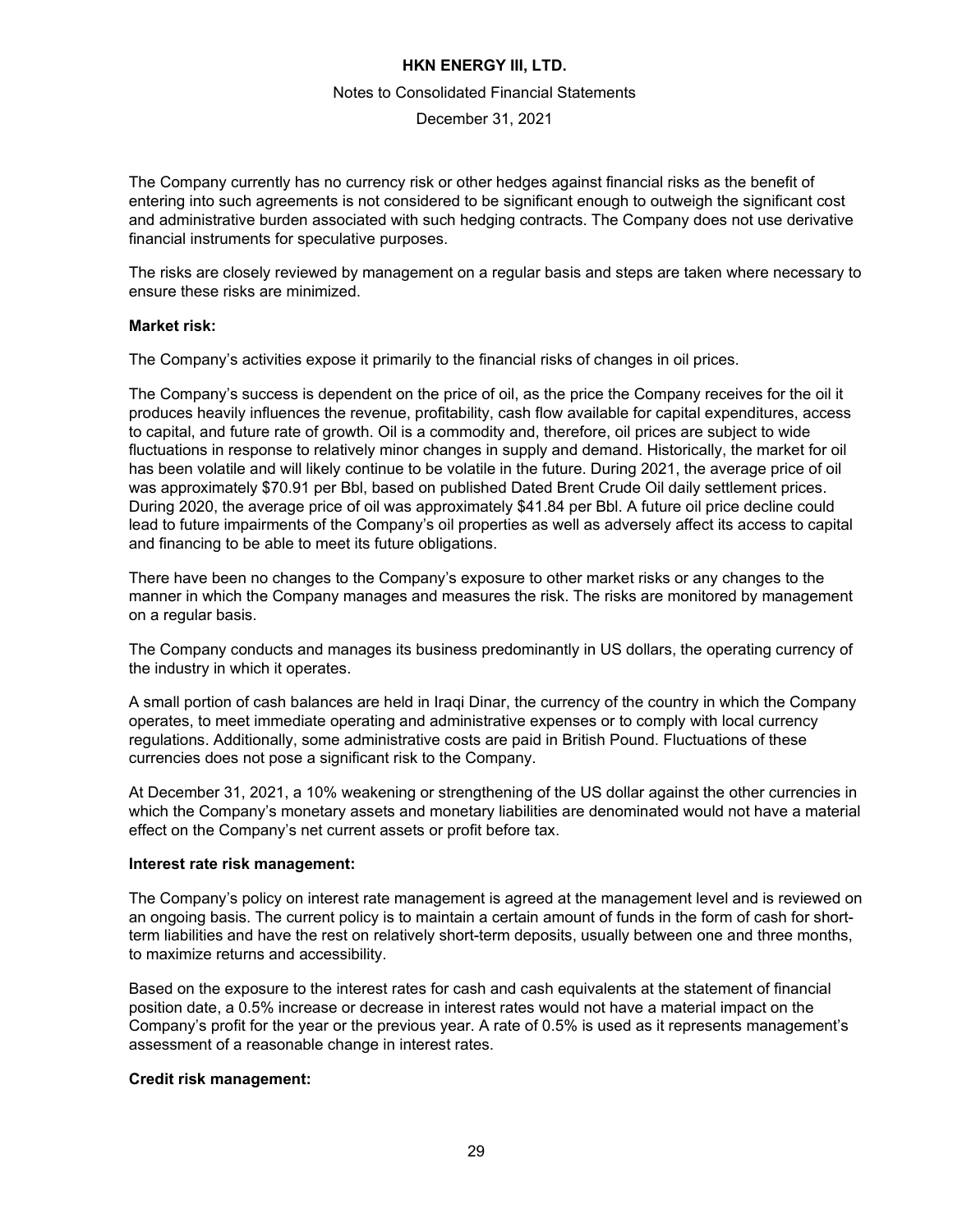The Company currently has no currency risk or other hedges against financial risks as the benefit of entering into such agreements is not considered to be significant enough to outweigh the significant cost and administrative burden associated with such hedging contracts. The Company does not use derivative financial instruments for speculative purposes.

The risks are closely reviewed by management on a regular basis and steps are taken where necessary to ensure these risks are minimized.

**Market risk:**

The Company's activities expose it primarily to the financial risks of changes in oil prices.

The Company's success is dependent on the price of oil, as the price the Company receives for the oil it produces heavily influences the revenue, profitability, cash flow available for capital expenditures, access to capital, and future rate of growth. Oil is a commodity and, therefore, oil prices are subject to wide fluctuations in response to relatively minor changes in supply and demand. Historically, the market for oil has been volatile and will likely continue to be volatile in the future. During 2021, the average price of oil was approximately $70.91 per Bbl, based on published Dated Brent Crude Oil daily settlement prices. During 2020, the average price of oil was approximately $41.84 per Bbl. A future oil price decline could lead to future impairments of the Company's oil properties as well as adversely affect its access to capital and financing to be able to meet its future obligations.

There have been no changes to the Company's exposure to other market risks or any changes to the manner in which the Company manages and measures the risk. The risks are monitored by management on a regular basis.

The Company conducts and manages its business predominantly in US dollars, the operating currency of the industry in which it operates.

A small portion of cash balances are held in Iraqi Dinar, the currency of the country in which the Company operates, to meet immediate operating and administrative expenses or to comply with local currency regulations. Additionally, some administrative costs are paid in British Pound. Fluctuations of these currencies does not pose a significant risk to the Company.

At December 31, 2021, a 10% weakening or strengthening of the US dollar against the other currencies in which the Company's monetary assets and monetary liabilities are denominated would not have a material effect on the Company's net current assets or profit before tax.

**Interest rate risk management:**

The Company's policy on interest rate management is agreed at the management level and is reviewed on an ongoing basis. The current policy is to maintain a certain amount of funds in the form of cash for short-term liabilities and have the rest on relatively short-term deposits, usually between one and three months, to maximize returns and accessibility.

Based on the exposure to the interest rates for cash and cash equivalents at the statement of financial position date, a 0.5% increase or decrease in interest rates would not have a material impact on the Company's profit for the year or the previous year. A rate of 0.5% is used as it represents management's assessment of a reasonable change in interest rates.

**Credit risk management:**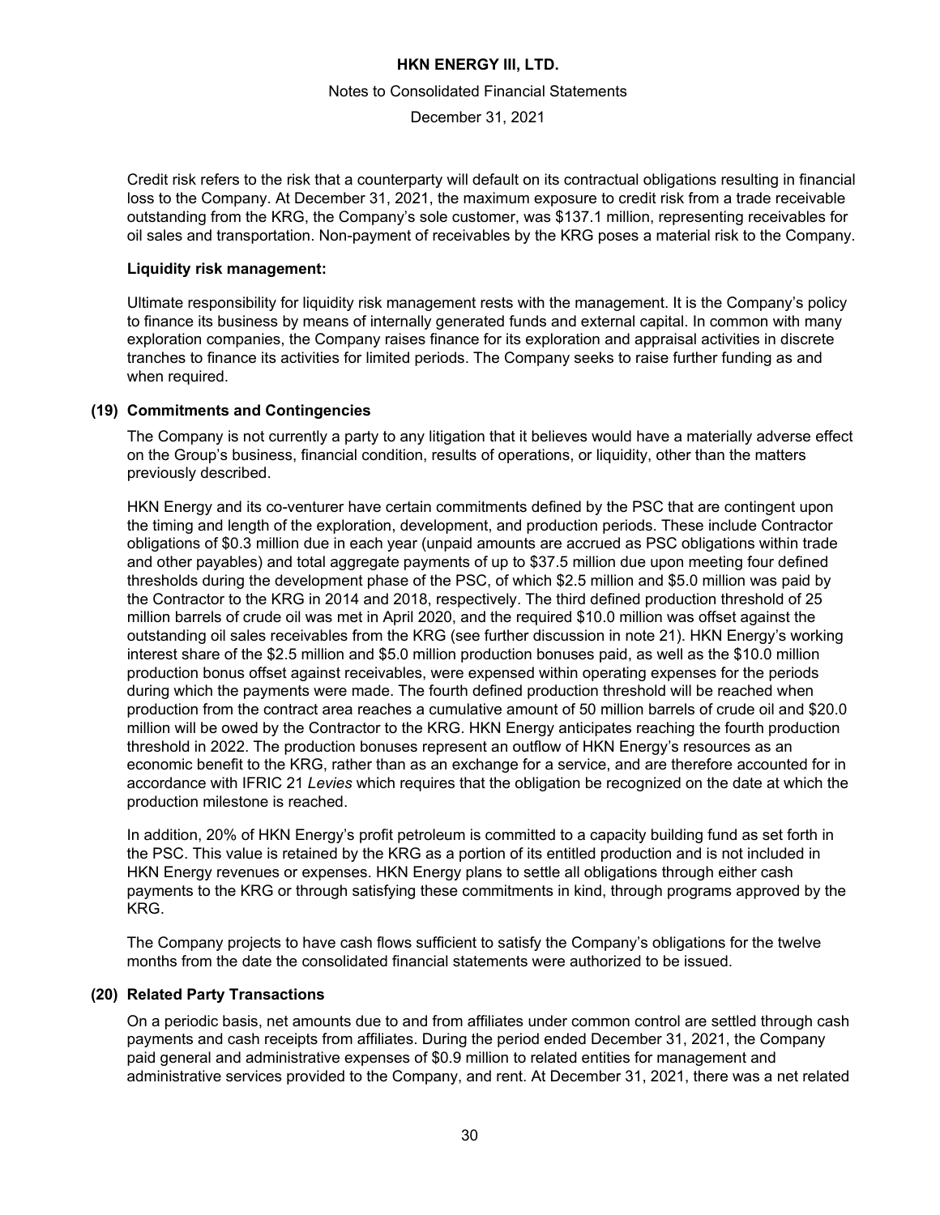Credit risk refers to the risk that a counterparty will default on its contractual obligations resulting in financial loss to the Company. At December 31, 2021, the maximum exposure to credit risk from a trade receivable outstanding from the KRG, the Company's sole customer, was $137.1 million, representing receivables for oil sales and transportation. Non-payment of receivables by the KRG poses a material risk to the Company.

**Liquidity risk management:**

Ultimate responsibility for liquidity risk management rests with the management. It is the Company's policy to finance its business by means of internally generated funds and external capital. In common with many exploration companies, the Company raises finance for its exploration and appraisal activities in discrete tranches to finance its activities for limited periods. The Company seeks to raise further funding as and when required.

## (19) Commitments and Contingencies

The Company is not currently a party to any litigation that it believes would have a materially adverse effect on the Group's business, financial condition, results of operations, or liquidity, other than the matters previously described.

HKN Energy and its co-venturer have certain commitments defined by the PSC that are contingent upon the timing and length of the exploration, development, and production periods. These include Contractor obligations of $0.3 million due in each year (unpaid amounts are accrued as PSC obligations within trade and other payables) and total aggregate payments of up to $37.5 million due upon meeting four defined thresholds during the development phase of the PSC, of which $2.5 million and $5.0 million was paid by the Contractor to the KRG in 2014 and 2018, respectively. The third defined production threshold of 25 million barrels of crude oil was met in April 2020, and the required $10.0 million was offset against the outstanding oil sales receivables from the KRG (see further discussion in note 21). HKN Energy's working interest share of the $2.5 million and $5.0 million production bonuses paid, as well as the $10.0 million production bonus offset against receivables, were expensed within operating expenses for the periods during which the payments were made. The fourth defined production threshold will be reached when production from the contract area reaches a cumulative amount of 50 million barrels of crude oil and $20.0 million will be owed by the Contractor to the KRG. HKN Energy anticipates reaching the fourth production threshold in 2022. The production bonuses represent an outflow of HKN Energy's resources as an economic benefit to the KRG, rather than as an exchange for a service, and are therefore accounted for in accordance with IFRIC 21 *Levies* which requires that the obligation be recognized on the date at which the production milestone is reached.

In addition, 20% of HKN Energy's profit petroleum is committed to a capacity building fund as set forth in the PSC. This value is retained by the KRG as a portion of its entitled production and is not included in HKN Energy revenues or expenses. HKN Energy plans to settle all obligations through either cash payments to the KRG or through satisfying these commitments in kind, through programs approved by the KRG.

The Company projects to have cash flows sufficient to satisfy the Company's obligations for the twelve months from the date the consolidated financial statements were authorized to be issued.

## (20) Related Party Transactions

On a periodic basis, net amounts due to and from affiliates under common control are settled through cash payments and cash receipts from affiliates. During the period ended December 31, 2021, the Company paid general and administrative expenses of $0.9 million to related entities for management and administrative services provided to the Company, and rent. At December 31, 2021, there was a net related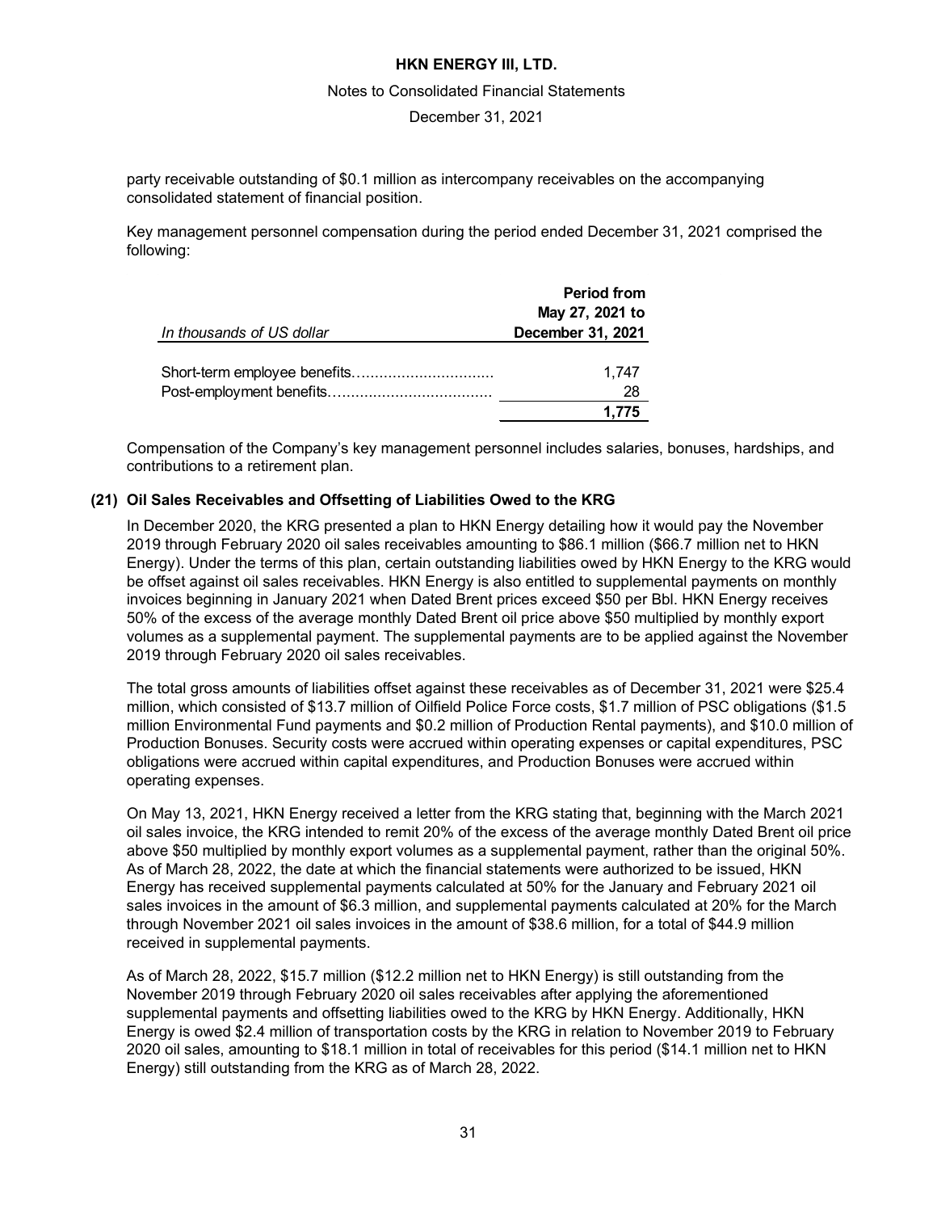party receivable outstanding of $0.1 million as intercompany receivables on the accompanying consolidated statement of financial position.

Key management personnel compensation during the period ended December 31, 2021 comprised the following:

| *In thousands of US dollar* | **Period from May 27, 2021 to December 31, 2021** |
|---|---|
| Short-term employee benefits…………………………… | 1,747 |
| Post-employment benefits……………………………… | 28 |
| | **1,775** |

Compensation of the Company's key management personnel includes salaries, bonuses, hardships, and contributions to a retirement plan.

### (21) Oil Sales Receivables and Offsetting of Liabilities Owed to the KRG

In December 2020, the KRG presented a plan to HKN Energy detailing how it would pay the November 2019 through February 2020 oil sales receivables amounting to $86.1 million ($66.7 million net to HKN Energy). Under the terms of this plan, certain outstanding liabilities owed by HKN Energy to the KRG would be offset against oil sales receivables. HKN Energy is also entitled to supplemental payments on monthly invoices beginning in January 2021 when Dated Brent prices exceed $50 per Bbl. HKN Energy receives 50% of the excess of the average monthly Dated Brent oil price above $50 multiplied by monthly export volumes as a supplemental payment. The supplemental payments are to be applied against the November 2019 through February 2020 oil sales receivables.

The total gross amounts of liabilities offset against these receivables as of December 31, 2021 were $25.4 million, which consisted of $13.7 million of Oilfield Police Force costs, $1.7 million of PSC obligations ($1.5 million Environmental Fund payments and $0.2 million of Production Rental payments), and $10.0 million of Production Bonuses. Security costs were accrued within operating expenses or capital expenditures, PSC obligations were accrued within capital expenditures, and Production Bonuses were accrued within operating expenses.

On May 13, 2021, HKN Energy received a letter from the KRG stating that, beginning with the March 2021 oil sales invoice, the KRG intended to remit 20% of the excess of the average monthly Dated Brent oil price above $50 multiplied by monthly export volumes as a supplemental payment, rather than the original 50%. As of March 28, 2022, the date at which the financial statements were authorized to be issued, HKN Energy has received supplemental payments calculated at 50% for the January and February 2021 oil sales invoices in the amount of $6.3 million, and supplemental payments calculated at 20% for the March through November 2021 oil sales invoices in the amount of $38.6 million, for a total of $44.9 million received in supplemental payments.

As of March 28, 2022, $15.7 million ($12.2 million net to HKN Energy) is still outstanding from the November 2019 through February 2020 oil sales receivables after applying the aforementioned supplemental payments and offsetting liabilities owed to the KRG by HKN Energy. Additionally, HKN Energy is owed $2.4 million of transportation costs by the KRG in relation to November 2019 to February 2020 oil sales, amounting to $18.1 million in total of receivables for this period ($14.1 million net to HKN Energy) still outstanding from the KRG as of March 28, 2022.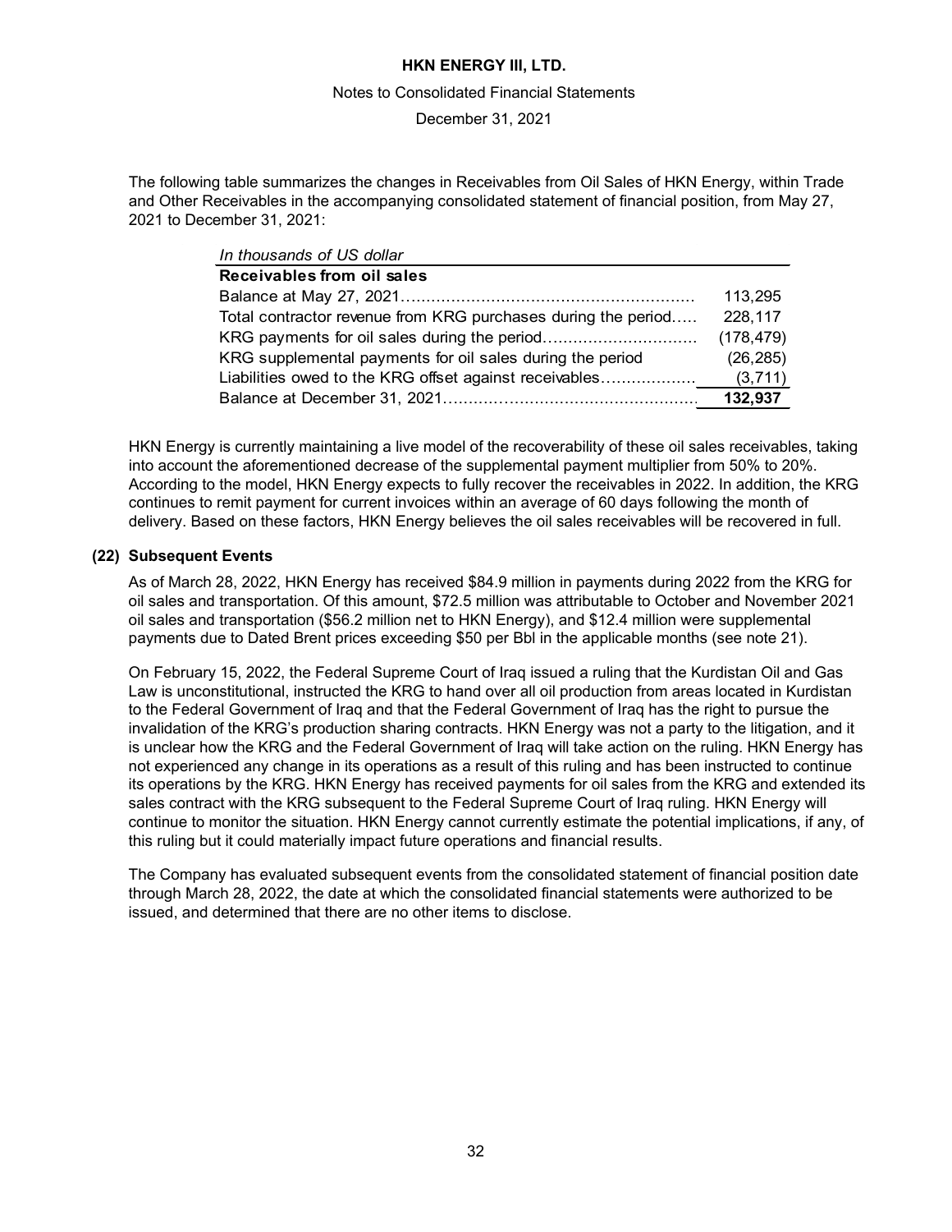The following table summarizes the changes in Receivables from Oil Sales of HKN Energy, within Trade and Other Receivables in the accompanying consolidated statement of financial position, from May 27, 2021 to December 31, 2021:

| *In thousands of US dollar* | |
|---|---|
| **Receivables from oil sales** | |
| Balance at May 27, 2021 | 113,295 |
| Total contractor revenue from KRG purchases during the period | 228,117 |
| KRG payments for oil sales during the period | (178,479) |
| KRG supplemental payments for oil sales during the period | (26,285) |
| Liabilities owed to the KRG offset against receivables | (3,711) |
| Balance at December 31, 2021 | **132,937** |

HKN Energy is currently maintaining a live model of the recoverability of these oil sales receivables, taking into account the aforementioned decrease of the supplemental payment multiplier from 50% to 20%. According to the model, HKN Energy expects to fully recover the receivables in 2022. In addition, the KRG continues to remit payment for current invoices within an average of 60 days following the month of delivery. Based on these factors, HKN Energy believes the oil sales receivables will be recovered in full.

## (22) Subsequent Events

As of March 28, 2022, HKN Energy has received $84.9 million in payments during 2022 from the KRG for oil sales and transportation. Of this amount, $72.5 million was attributable to October and November 2021 oil sales and transportation ($56.2 million net to HKN Energy), and $12.4 million were supplemental payments due to Dated Brent prices exceeding $50 per Bbl in the applicable months (see note 21).

On February 15, 2022, the Federal Supreme Court of Iraq issued a ruling that the Kurdistan Oil and Gas Law is unconstitutional, instructed the KRG to hand over all oil production from areas located in Kurdistan to the Federal Government of Iraq and that the Federal Government of Iraq has the right to pursue the invalidation of the KRG's production sharing contracts. HKN Energy was not a party to the litigation, and it is unclear how the KRG and the Federal Government of Iraq will take action on the ruling. HKN Energy has not experienced any change in its operations as a result of this ruling and has been instructed to continue its operations by the KRG. HKN Energy has received payments for oil sales from the KRG and extended its sales contract with the KRG subsequent to the Federal Supreme Court of Iraq ruling. HKN Energy will continue to monitor the situation. HKN Energy cannot currently estimate the potential implications, if any, of this ruling but it could materially impact future operations and financial results.

The Company has evaluated subsequent events from the consolidated statement of financial position date through March 28, 2022, the date at which the consolidated financial statements were authorized to be issued, and determined that there are no other items to disclose.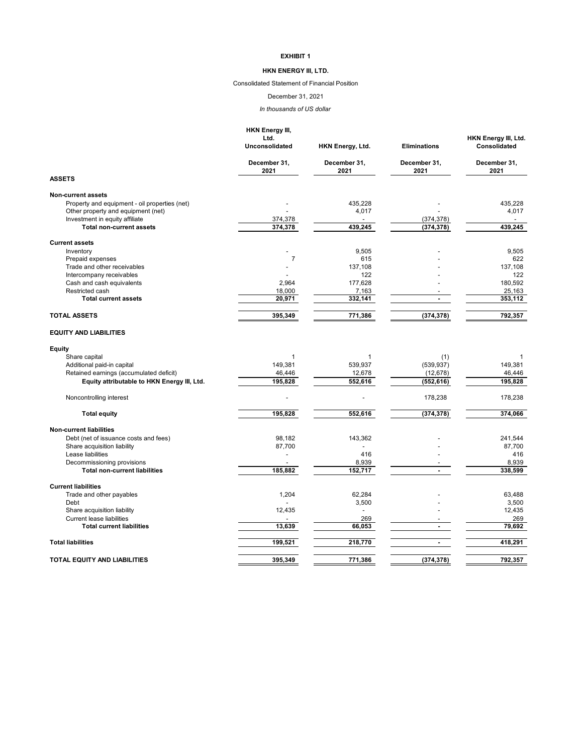**EXHIBIT 1**

**HKN ENERGY III, LTD.**

Consolidated Statement of Financial Position

December 31, 2021

*In thousands of US dollar*

| | HKN Energy III, Ltd. Unconsolidated | HKN Energy, Ltd. | Eliminations | HKN Energy III, Ltd. Consolidated |
|---|---|---|---|---|
| | December 31, 2021 | December 31, 2021 | December 31, 2021 | December 31, 2021 |
| **ASSETS** | | | | |
| **Non-current assets** | | | | |
| Property and equipment - oil properties (net) | - | 435,228 | - | 435,228 |
| Other property and equipment (net) | - | 4,017 | - | 4,017 |
| Investment in equity affiliate | 374,378 | - | (374,378) | - |
| **Total non-current assets** | 374,378 | 439,245 | (374,378) | 439,245 |
| **Current assets** | | | | |
| Inventory | - | 9,505 | - | 9,505 |
| Prepaid expenses | 7 | 615 | - | 622 |
| Trade and other receivables | - | 137,108 | - | 137,108 |
| Intercompany receivables | - | 122 | - | 122 |
| Cash and cash equivalents | 2,964 | 177,628 | - | 180,592 |
| Restricted cash | 18,000 | 7,163 | - | 25,163 |
| **Total current assets** | 20,971 | 332,141 | - | 353,112 |
| **TOTAL ASSETS** | 395,349 | 771,386 | (374,378) | 792,357 |
| **EQUITY AND LIABILITIES** | | | | |
| **Equity** | | | | |
| Share capital | 1 | 1 | (1) | 1 |
| Additional paid-in capital | 149,381 | 539,937 | (539,937) | 149,381 |
| Retained earnings (accumulated deficit) | 46,446 | 12,678 | (12,678) | 46,446 |
| **Equity attributable to HKN Energy III, Ltd.** | 195,828 | 552,616 | (552,616) | 195,828 |
| Noncontrolling interest | - | - | 178,238 | 178,238 |
| **Total equity** | 195,828 | 552,616 | (374,378) | 374,066 |
| **Non-current liabilities** | | | | |
| Debt (net of issuance costs and fees) | 98,182 | 143,362 | - | 241,544 |
| Share acquisition liability | 87,700 | - | - | 87,700 |
| Lease liabilities | - | 416 | - | 416 |
| Decommissioning provisions | - | 8,939 | - | 8,939 |
| **Total non-current liabilities** | 185,882 | 152,717 | - | 338,599 |
| **Current liabilities** | | | | |
| Trade and other payables | 1,204 | 62,284 | - | 63,488 |
| Debt | - | 3,500 | - | 3,500 |
| Share acquisition liability | 12,435 | - | - | 12,435 |
| Current lease liabilities | - | 269 | - | 269 |
| **Total current liabilities** | 13,639 | 66,053 | - | 79,692 |
| **Total liabilities** | 199,521 | 218,770 | - | 418,291 |
| **TOTAL EQUITY AND LIABILITIES** | 395,349 | 771,386 | (374,378) | 792,357 |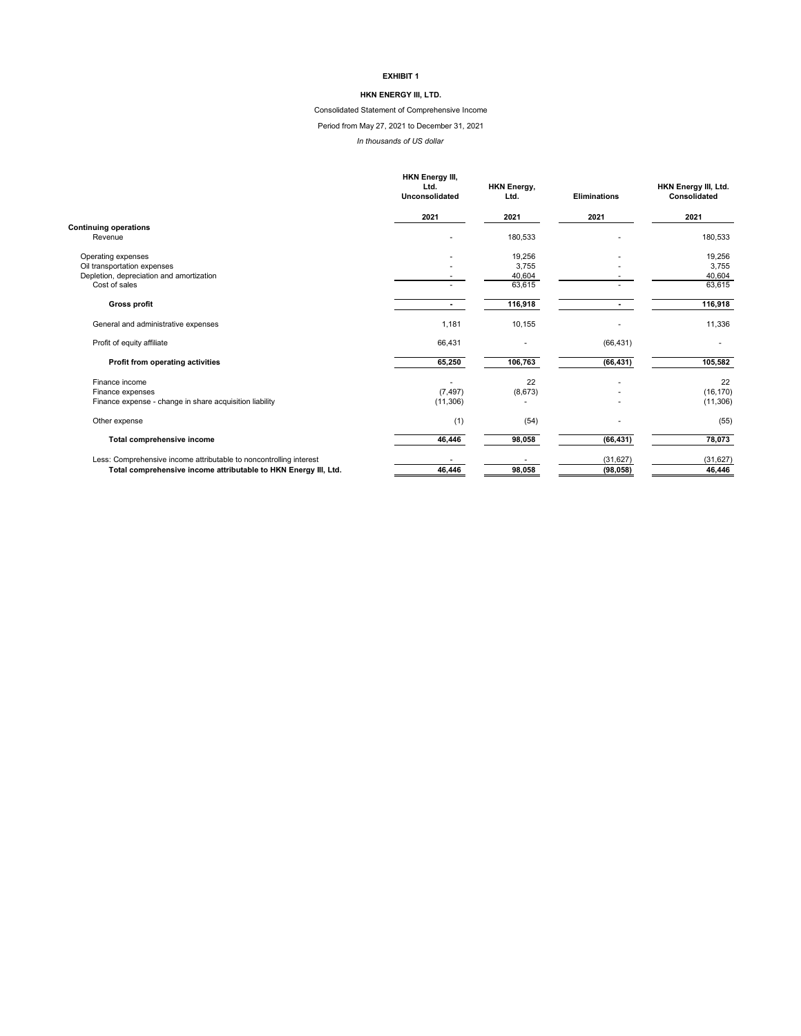**EXHIBIT 1**

**HKN ENERGY III, LTD.**

Consolidated Statement of Comprehensive Income

Period from May 27, 2021 to December 31, 2021

*In thousands of US dollar*

| | HKN Energy III, Ltd. Unconsolidated | HKN Energy, Ltd. | Eliminations | HKN Energy III, Ltd. Consolidated |
|---|---|---|---|---|
| | 2021 | 2021 | 2021 | 2021 |
| **Continuing operations** | | | | |
| Revenue | - | 180,533 | - | 180,533 |
| Operating expenses | - | 19,256 | - | 19,256 |
| Oil transportation expenses | - | 3,755 | - | 3,755 |
| Depletion, depreciation and amortization | - | 40,604 | - | 40,604 |
| Cost of sales | - | 63,615 | - | 63,615 |
| **Gross profit** | **-** | **116,918** | **-** | **116,918** |
| General and administrative expenses | 1,181 | 10,155 | - | 11,336 |
| Profit of equity affiliate | 66,431 | - | (66,431) | - |
| **Profit from operating activities** | **65,250** | **106,763** | **(66,431)** | **105,582** |
| Finance income | - | 22 | - | 22 |
| Finance expenses | (7,497) | (8,673) | - | (16,170) |
| Finance expense - change in share acquisition liability | (11,306) | - | - | (11,306) |
| Other expense | (1) | (54) | - | (55) |
| **Total comprehensive income** | **46,446** | **98,058** | **(66,431)** | **78,073** |
| Less: Comprehensive income attributable to noncontrolling interest | - | - | (31,627) | (31,627) |
| **Total comprehensive income attributable to HKN Energy III, Ltd.** | **46,446** | **98,058** | **(98,058)** | **46,446** |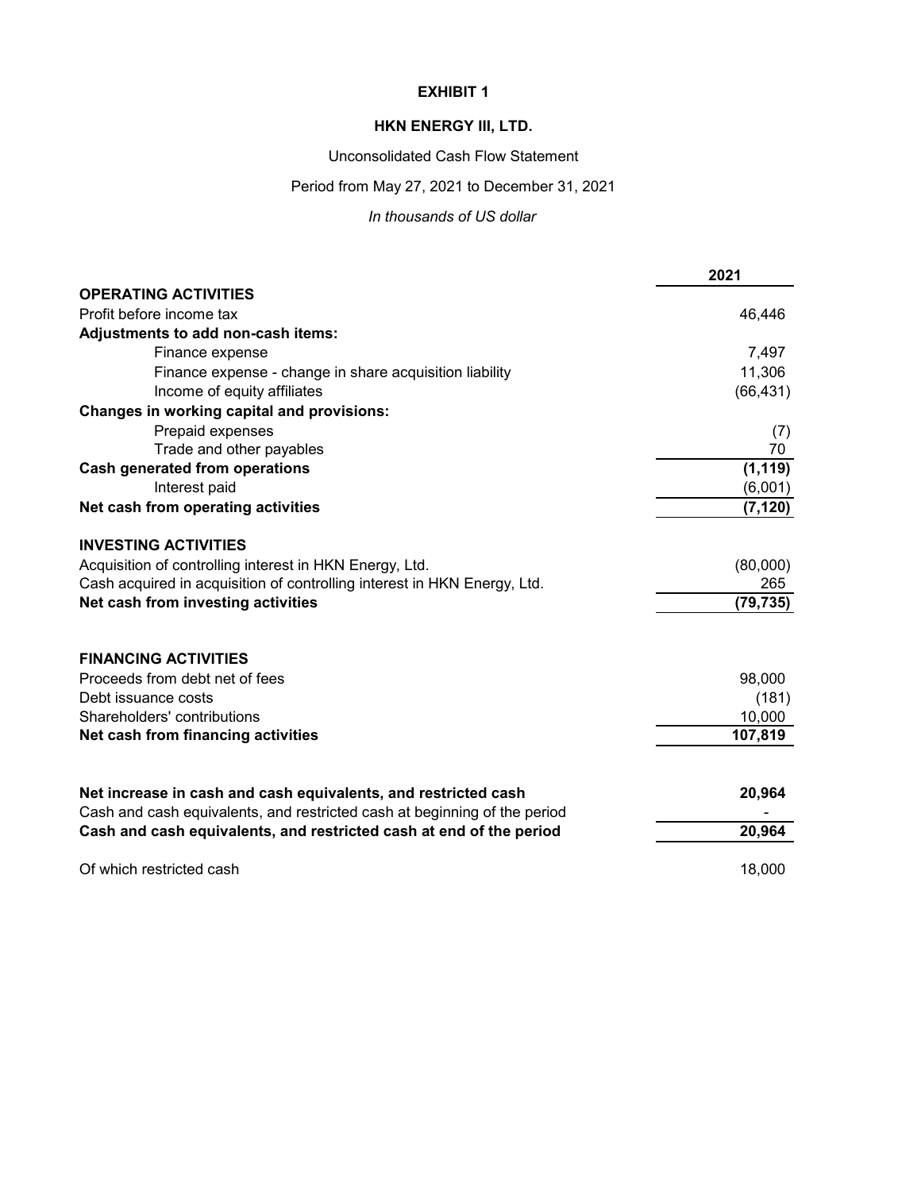# EXHIBIT 1

## HKN ENERGY III, LTD.

Unconsolidated Cash Flow Statement

Period from May 27, 2021 to December 31, 2021

*In thousands of US dollar*

| | 2021 |
|---|---|
| **OPERATING ACTIVITIES** | |
| Profit before income tax | 46,446 |
| **Adjustments to add non-cash items:** | |
| Finance expense | 7,497 |
| Finance expense - change in share acquisition liability | 11,306 |
| Income of equity affiliates | (66,431) |
| **Changes in working capital and provisions:** | |
| Prepaid expenses | (7) |
| Trade and other payables | 70 |
| **Cash generated from operations** | **(1,119)** |
| Interest paid | (6,001) |
| **Net cash from operating activities** | **(7,120)** |
| | |
| **INVESTING ACTIVITIES** | |
| Acquisition of controlling interest in HKN Energy, Ltd. | (80,000) |
| Cash acquired in acquisition of controlling interest in HKN Energy, Ltd. | 265 |
| **Net cash from investing activities** | **(79,735)** |
| | |
| **FINANCING ACTIVITIES** | |
| Proceeds from debt net of fees | 98,000 |
| Debt issuance costs | (181) |
| Shareholders' contributions | 10,000 |
| **Net cash from financing activities** | **107,819** |
| | |
| **Net increase in cash and cash equivalents, and restricted cash** | **20,964** |
| Cash and cash equivalents, and restricted cash at beginning of the period | - |
| **Cash and cash equivalents, and restricted cash at end of the period** | **20,964** |
| | |
| Of which restricted cash | 18,000 |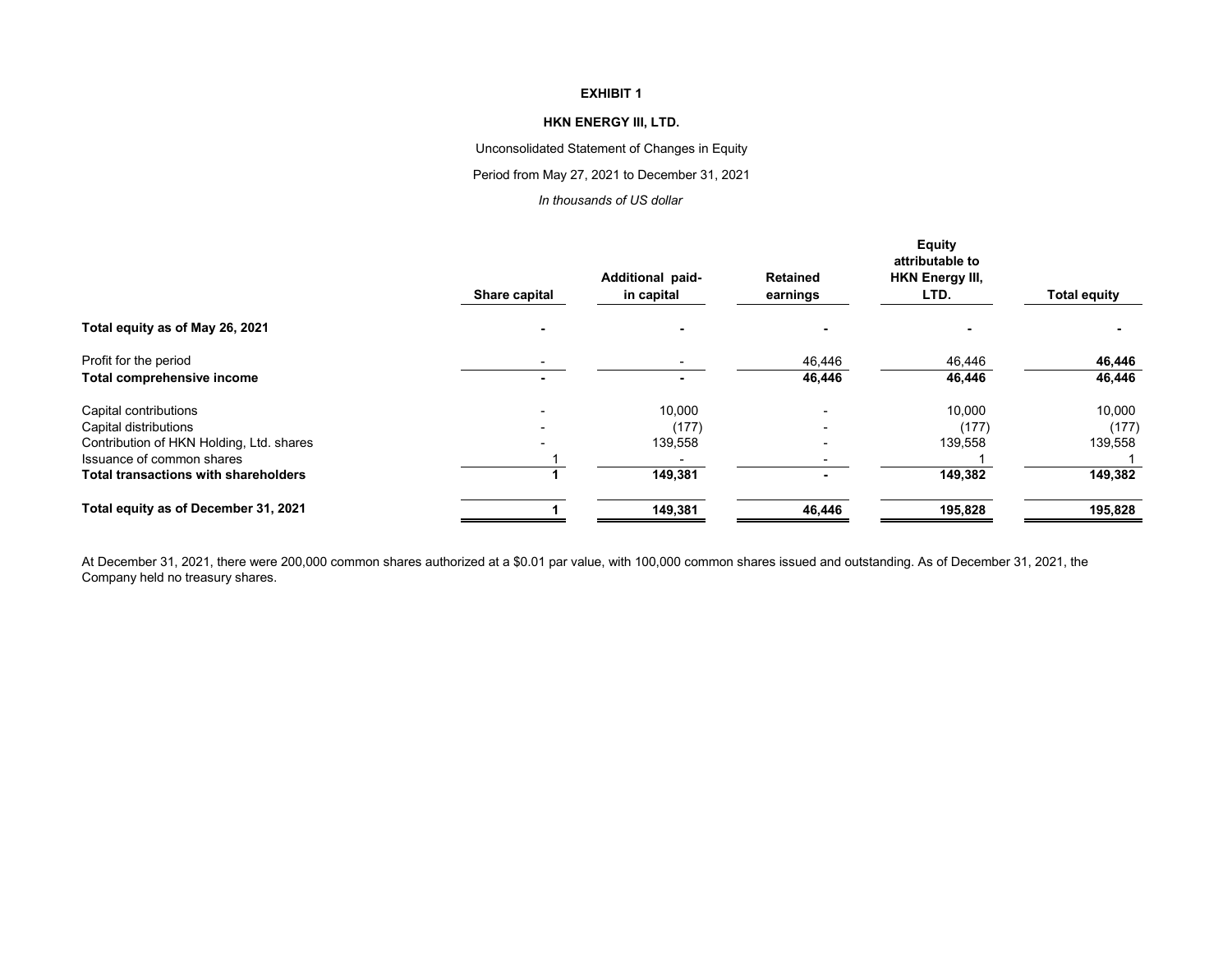**EXHIBIT 1**

**HKN ENERGY III, LTD.**

Unconsolidated Statement of Changes in Equity

Period from May 27, 2021 to December 31, 2021

*In thousands of US dollar*

| | Share capital | Additional paid-in capital | Retained earnings | Equity attributable to HKN Energy III, LTD. | Total equity |
|---|---|---|---|---|---|
| **Total equity as of May 26, 2021** | **-** | **-** | **-** | **-** | **-** |
| Profit for the period | - | - | 46,446 | 46,446 | **46,446** |
| **Total comprehensive income** | **-** | **-** | **46,446** | **46,446** | **46,446** |
| Capital contributions | - | 10,000 | - | 10,000 | 10,000 |
| Capital distributions | - | (177) | - | (177) | (177) |
| Contribution of HKN Holding, Ltd. shares | - | 139,558 | - | 139,558 | 139,558 |
| Issuance of common shares | 1 | - | - | 1 | 1 |
| **Total transactions with shareholders** | **1** | **149,381** | **-** | **149,382** | **149,382** |
| **Total equity as of December 31, 2021** | **1** | **149,381** | **46,446** | **195,828** | **195,828** |

At December 31, 2021, there were 200,000 common shares authorized at a $0.01 par value, with 100,000 common shares issued and outstanding. As of December 31, 2021, the Company held no treasury shares.